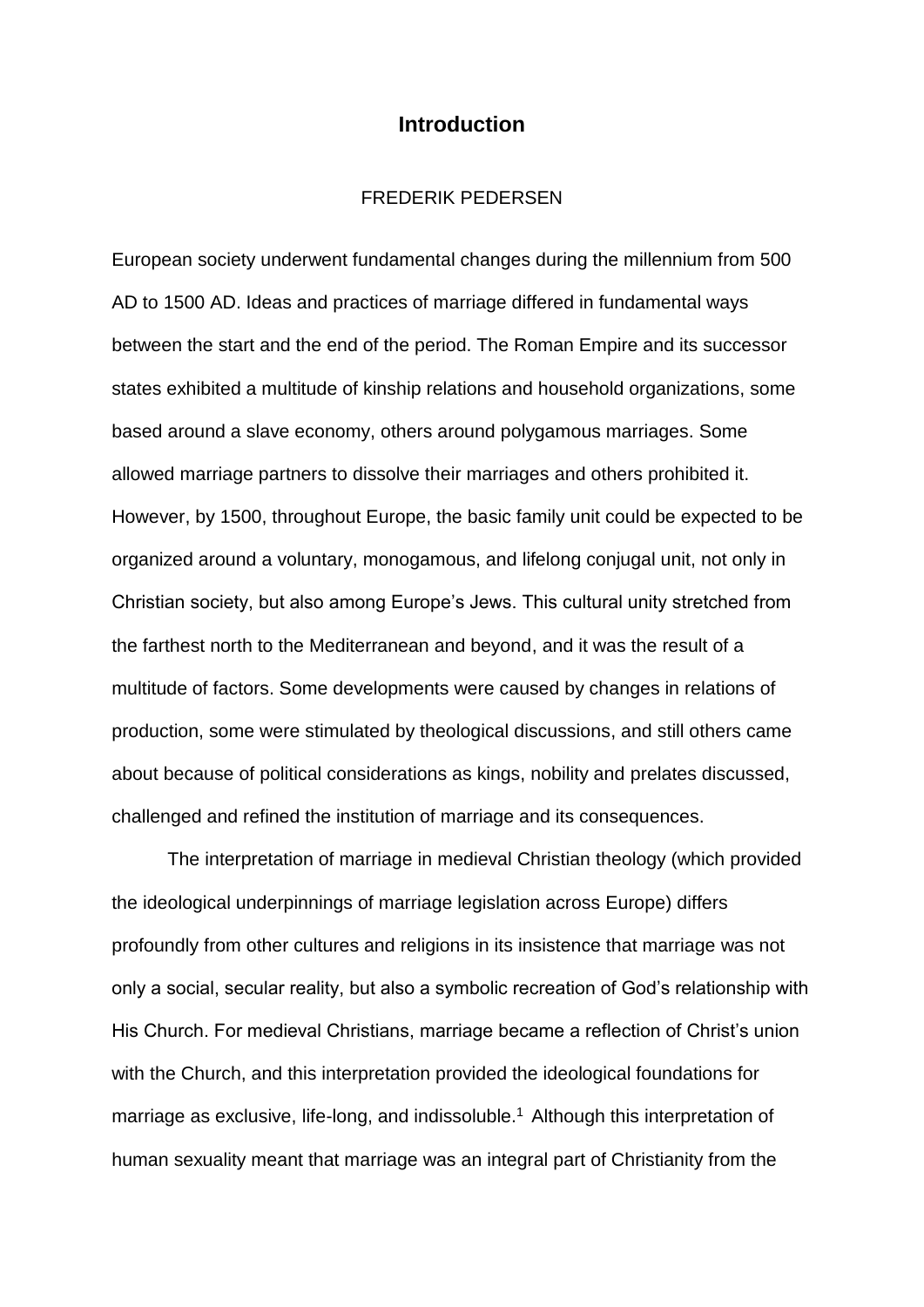# Introduction

FREDERIK PEDERSEN

European society underwent fundamental changes during the millennium from 500 AD to 1500 AD. Ideas and practices of marriage differed in fundamental ways between the start and the end of the period. The Roman Empire and its successor states exhibited a multitude of kinship relations and household organizations, some based around a slave economy, others around polygamous marriages. Some allowed marriage partners to dissolve their marriages and others prohibited it. However, by 1500, throughout Europe, the basic family unit could be expected to be organized around a voluntary, monogamous, and lifelong conjugal unit, not only in Christian society, but also among Europe's Jews. This cultural unity stretched from the farthest north to the Mediterranean and beyond, and it was the result of a multitude of factors. Some developments were caused by changes in relations of production, some were stimulated by theological discussions, and still others came about because of political considerations as kings, nobility and prelates discussed, challenged and refined the institution of marriage and its consequences.

The interpretation of marriage in medieval Christian theology (which provided the ideological underpinnings of marriage legislation across Europe) differs profoundly from other cultures and religions in its insistence that marriage was not only a social, secular reality, but also a symbolic recreation of God's relationship with His Church. For medieval Christians, marriage became a reflection of Christ's union with the Church, and this interpretation provided the ideological foundations for marriage as exclusive, life-long, and indissoluble.[1] Although this interpretation of human sexuality meant that marriage was an integral part of Christianity from the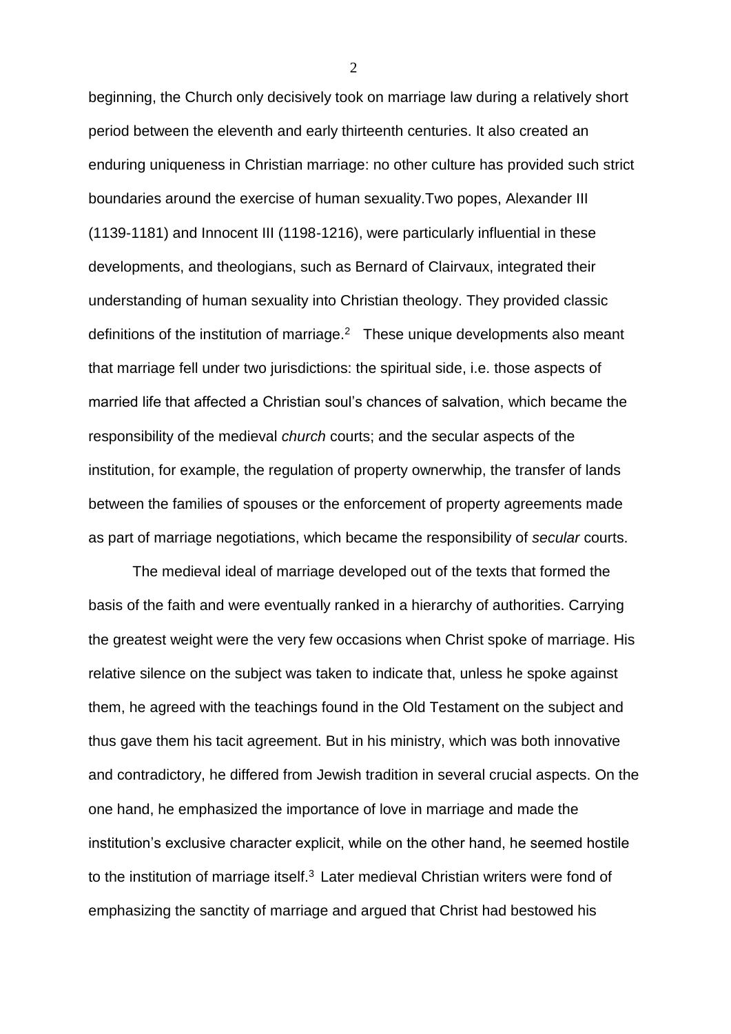beginning, the Church only decisively took on marriage law during a relatively short period between the eleventh and early thirteenth centuries. It also created an enduring uniqueness in Christian marriage: no other culture has provided such strict boundaries around the exercise of human sexuality.Two popes, Alexander III (1139-1181) and Innocent III (1198-1216), were particularly influential in these developments, and theologians, such as Bernard of Clairvaux, integrated their understanding of human sexuality into Christian theology. They provided classic definitions of the institution of marriage.[2] These unique developments also meant that marriage fell under two jurisdictions: the spiritual side, i.e. those aspects of married life that affected a Christian soul's chances of salvation, which became the responsibility of the medieval *church* courts; and the secular aspects of the institution, for example, the regulation of property ownerwhip, the transfer of lands between the families of spouses or the enforcement of property agreements made as part of marriage negotiations, which became the responsibility of *secular* courts.

The medieval ideal of marriage developed out of the texts that formed the basis of the faith and were eventually ranked in a hierarchy of authorities. Carrying the greatest weight were the very few occasions when Christ spoke of marriage. His relative silence on the subject was taken to indicate that, unless he spoke against them, he agreed with the teachings found in the Old Testament on the subject and thus gave them his tacit agreement. But in his ministry, which was both innovative and contradictory, he differed from Jewish tradition in several crucial aspects. On the one hand, he emphasized the importance of love in marriage and made the institution's exclusive character explicit, while on the other hand, he seemed hostile to the institution of marriage itself.[3] Later medieval Christian writers were fond of emphasizing the sanctity of marriage and argued that Christ had bestowed his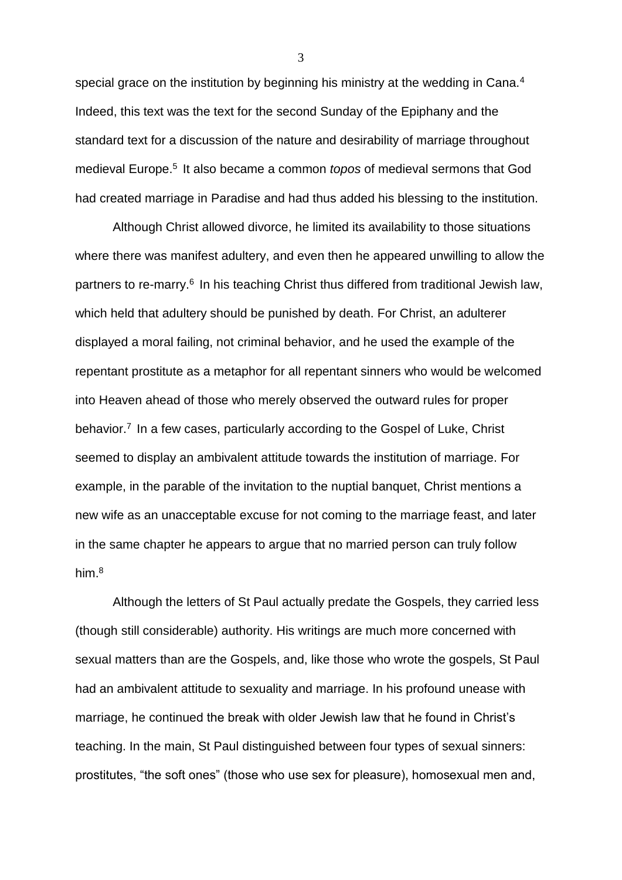special grace on the institution by beginning his ministry at the wedding in Cana.[4] Indeed, this text was the text for the second Sunday of the Epiphany and the standard text for a discussion of the nature and desirability of marriage throughout medieval Europe.[5] It also became a common *topos* of medieval sermons that God had created marriage in Paradise and had thus added his blessing to the institution.

Although Christ allowed divorce, he limited its availability to those situations where there was manifest adultery, and even then he appeared unwilling to allow the partners to re-marry.[6] In his teaching Christ thus differed from traditional Jewish law, which held that adultery should be punished by death. For Christ, an adulterer displayed a moral failing, not criminal behavior, and he used the example of the repentant prostitute as a metaphor for all repentant sinners who would be welcomed into Heaven ahead of those who merely observed the outward rules for proper behavior.[7] In a few cases, particularly according to the Gospel of Luke, Christ seemed to display an ambivalent attitude towards the institution of marriage. For example, in the parable of the invitation to the nuptial banquet, Christ mentions a new wife as an unacceptable excuse for not coming to the marriage feast, and later in the same chapter he appears to argue that no married person can truly follow him.[8]

Although the letters of St Paul actually predate the Gospels, they carried less (though still considerable) authority. His writings are much more concerned with sexual matters than are the Gospels, and, like those who wrote the gospels, St Paul had an ambivalent attitude to sexuality and marriage. In his profound unease with marriage, he continued the break with older Jewish law that he found in Christ's teaching. In the main, St Paul distinguished between four types of sexual sinners: prostitutes, "the soft ones" (those who use sex for pleasure), homosexual men and,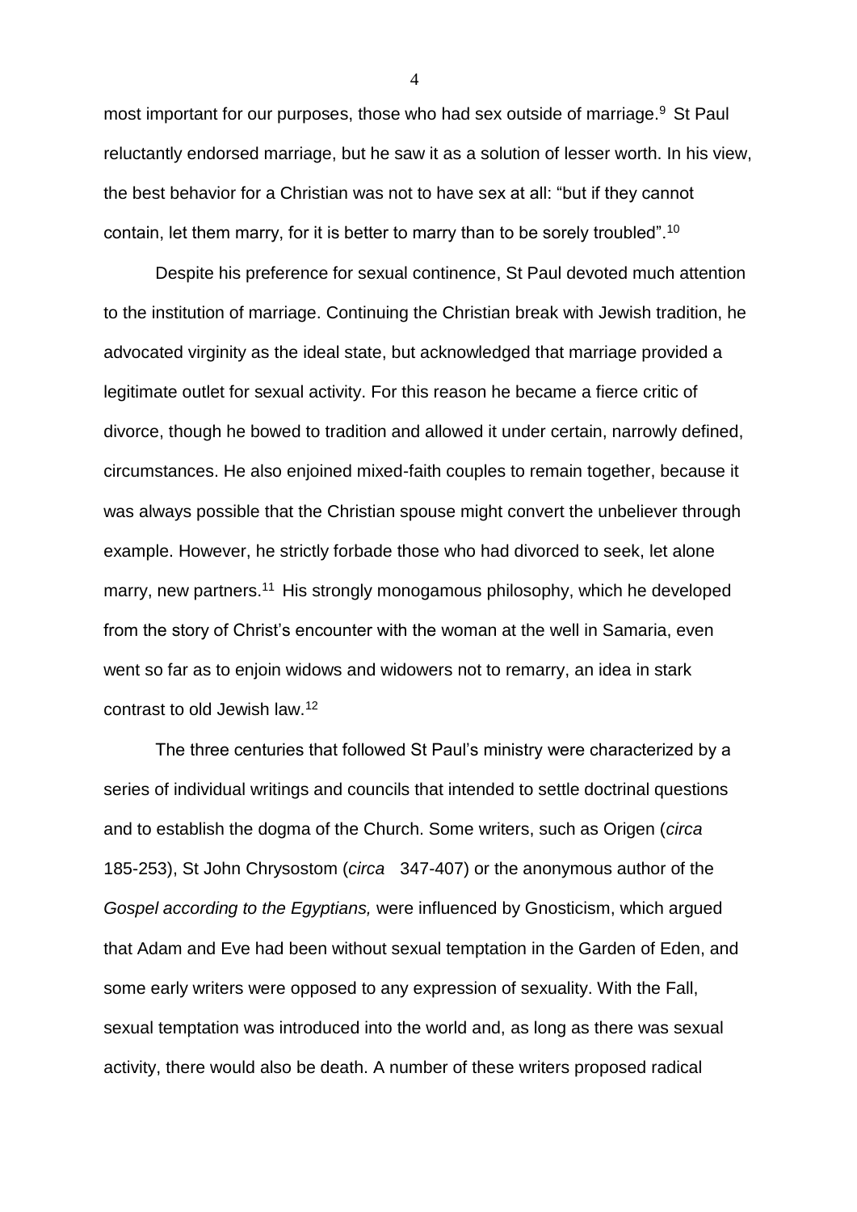most important for our purposes, those who had sex outside of marriage.[9] St Paul reluctantly endorsed marriage, but he saw it as a solution of lesser worth. In his view, the best behavior for a Christian was not to have sex at all: "but if they cannot contain, let them marry, for it is better to marry than to be sorely troubled".[10]

Despite his preference for sexual continence, St Paul devoted much attention to the institution of marriage. Continuing the Christian break with Jewish tradition, he advocated virginity as the ideal state, but acknowledged that marriage provided a legitimate outlet for sexual activity. For this reason he became a fierce critic of divorce, though he bowed to tradition and allowed it under certain, narrowly defined, circumstances. He also enjoined mixed-faith couples to remain together, because it was always possible that the Christian spouse might convert the unbeliever through example. However, he strictly forbade those who had divorced to seek, let alone marry, new partners.[11] His strongly monogamous philosophy, which he developed from the story of Christ's encounter with the woman at the well in Samaria, even went so far as to enjoin widows and widowers not to remarry, an idea in stark contrast to old Jewish law.[12]

The three centuries that followed St Paul's ministry were characterized by a series of individual writings and councils that intended to settle doctrinal questions and to establish the dogma of the Church. Some writers, such as Origen (*circa* 185-253), St John Chrysostom (*circa* 347-407) or the anonymous author of the *Gospel according to the Egyptians,* were influenced by Gnosticism, which argued that Adam and Eve had been without sexual temptation in the Garden of Eden, and some early writers were opposed to any expression of sexuality. With the Fall, sexual temptation was introduced into the world and, as long as there was sexual activity, there would also be death. A number of these writers proposed radical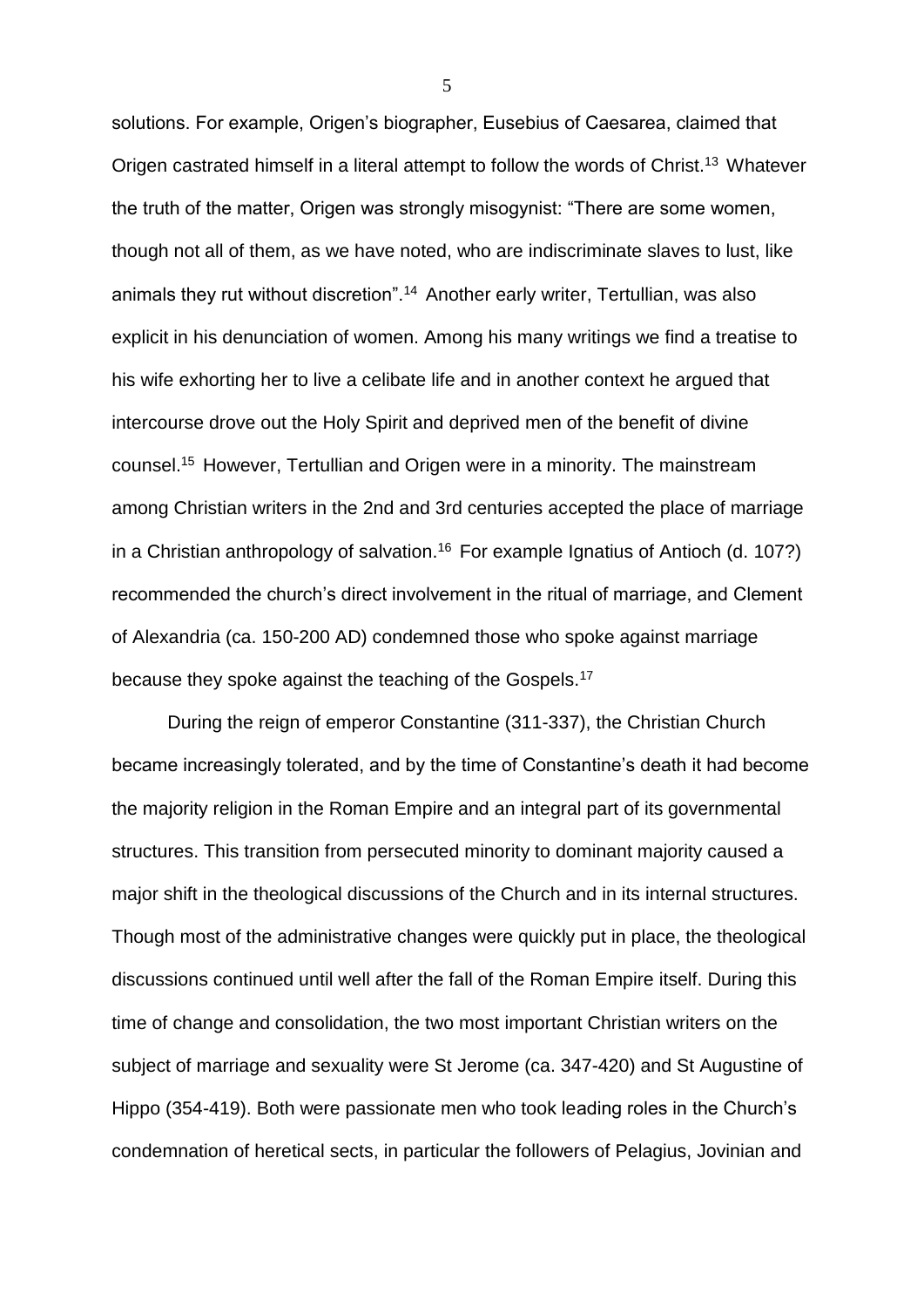solutions. For example, Origen's biographer, Eusebius of Caesarea, claimed that Origen castrated himself in a literal attempt to follow the words of Christ.[13] Whatever the truth of the matter, Origen was strongly misogynist: "There are some women, though not all of them, as we have noted, who are indiscriminate slaves to lust, like animals they rut without discretion".[14] Another early writer, Tertullian, was also explicit in his denunciation of women. Among his many writings we find a treatise to his wife exhorting her to live a celibate life and in another context he argued that intercourse drove out the Holy Spirit and deprived men of the benefit of divine counsel.[15] However, Tertullian and Origen were in a minority. The mainstream among Christian writers in the 2nd and 3rd centuries accepted the place of marriage in a Christian anthropology of salvation.[16] For example Ignatius of Antioch (d. 107?) recommended the church's direct involvement in the ritual of marriage, and Clement of Alexandria (ca. 150-200 AD) condemned those who spoke against marriage because they spoke against the teaching of the Gospels.[17]

During the reign of emperor Constantine (311-337), the Christian Church became increasingly tolerated, and by the time of Constantine's death it had become the majority religion in the Roman Empire and an integral part of its governmental structures. This transition from persecuted minority to dominant majority caused a major shift in the theological discussions of the Church and in its internal structures. Though most of the administrative changes were quickly put in place, the theological discussions continued until well after the fall of the Roman Empire itself. During this time of change and consolidation, the two most important Christian writers on the subject of marriage and sexuality were St Jerome (ca. 347-420) and St Augustine of Hippo (354-419). Both were passionate men who took leading roles in the Church's condemnation of heretical sects, in particular the followers of Pelagius, Jovinian and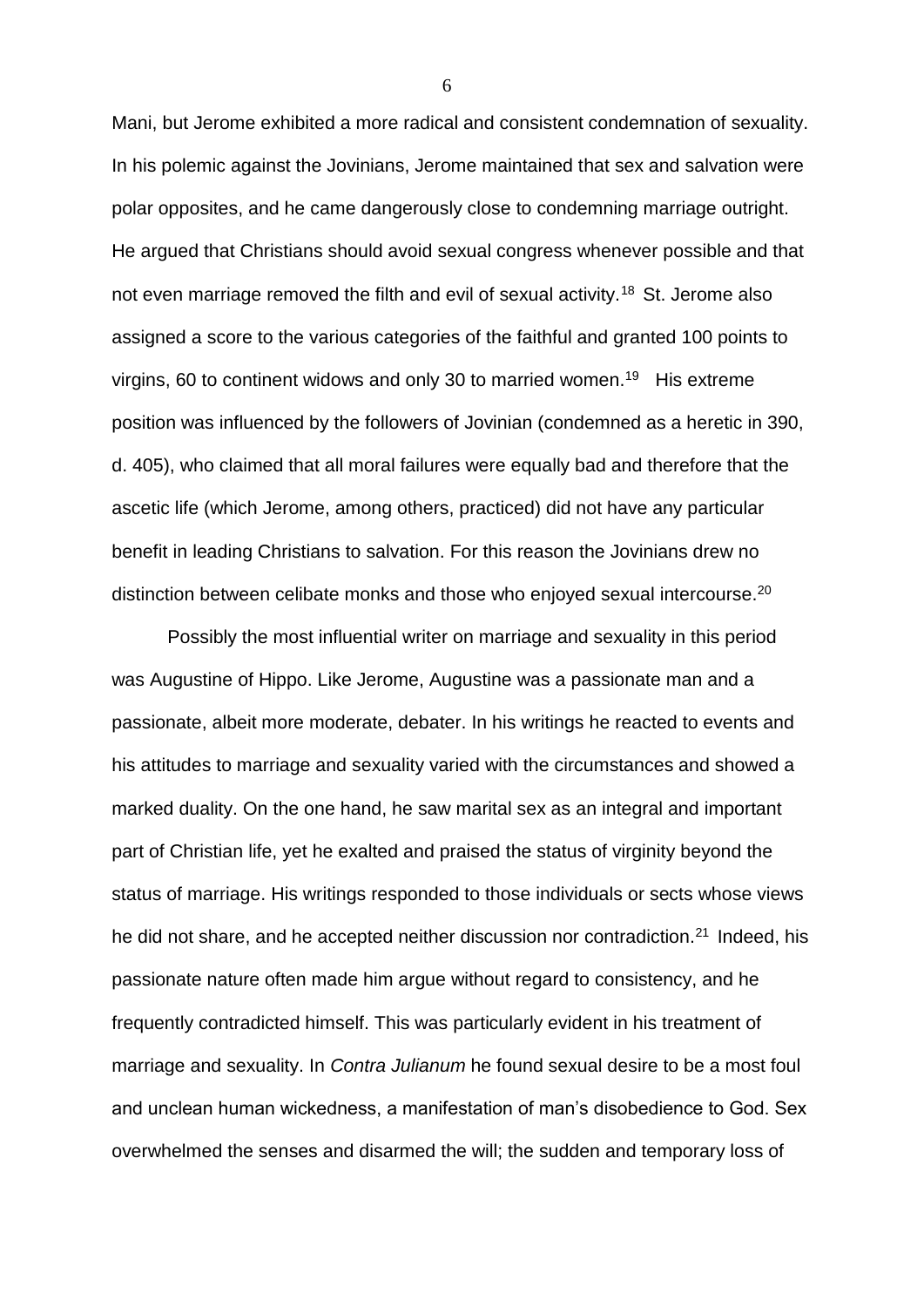Mani, but Jerome exhibited a more radical and consistent condemnation of sexuality. In his polemic against the Jovinians, Jerome maintained that sex and salvation were polar opposites, and he came dangerously close to condemning marriage outright. He argued that Christians should avoid sexual congress whenever possible and that not even marriage removed the filth and evil of sexual activity.[18] St. Jerome also assigned a score to the various categories of the faithful and granted 100 points to virgins, 60 to continent widows and only 30 to married women.[19] His extreme position was influenced by the followers of Jovinian (condemned as a heretic in 390, d. 405), who claimed that all moral failures were equally bad and therefore that the ascetic life (which Jerome, among others, practiced) did not have any particular benefit in leading Christians to salvation. For this reason the Jovinians drew no distinction between celibate monks and those who enjoyed sexual intercourse.[20]

Possibly the most influential writer on marriage and sexuality in this period was Augustine of Hippo. Like Jerome, Augustine was a passionate man and a passionate, albeit more moderate, debater. In his writings he reacted to events and his attitudes to marriage and sexuality varied with the circumstances and showed a marked duality. On the one hand, he saw marital sex as an integral and important part of Christian life, yet he exalted and praised the status of virginity beyond the status of marriage. His writings responded to those individuals or sects whose views he did not share, and he accepted neither discussion nor contradiction.[21] Indeed, his passionate nature often made him argue without regard to consistency, and he frequently contradicted himself. This was particularly evident in his treatment of marriage and sexuality. In *Contra Julianum* he found sexual desire to be a most foul and unclean human wickedness, a manifestation of man's disobedience to God. Sex overwhelmed the senses and disarmed the will; the sudden and temporary loss of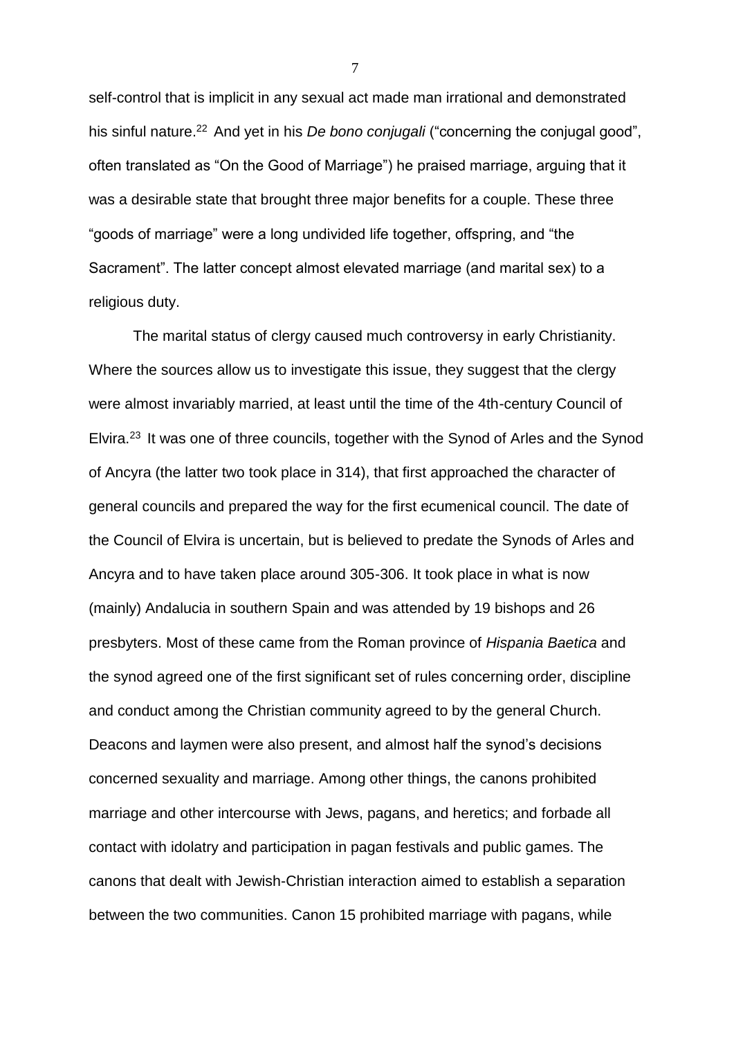self-control that is implicit in any sexual act made man irrational and demonstrated his sinful nature.[22] And yet in his *De bono conjugali* ("concerning the conjugal good", often translated as "On the Good of Marriage") he praised marriage, arguing that it was a desirable state that brought three major benefits for a couple. These three "goods of marriage" were a long undivided life together, offspring, and "the Sacrament". The latter concept almost elevated marriage (and marital sex) to a religious duty.

The marital status of clergy caused much controversy in early Christianity. Where the sources allow us to investigate this issue, they suggest that the clergy were almost invariably married, at least until the time of the 4th-century Council of Elvira.[23] It was one of three councils, together with the Synod of Arles and the Synod of Ancyra (the latter two took place in 314), that first approached the character of general councils and prepared the way for the first ecumenical council. The date of the Council of Elvira is uncertain, but is believed to predate the Synods of Arles and Ancyra and to have taken place around 305-306. It took place in what is now (mainly) Andalucia in southern Spain and was attended by 19 bishops and 26 presbyters. Most of these came from the Roman province of *Hispania Baetica* and the synod agreed one of the first significant set of rules concerning order, discipline and conduct among the Christian community agreed to by the general Church. Deacons and laymen were also present, and almost half the synod's decisions concerned sexuality and marriage. Among other things, the canons prohibited marriage and other intercourse with Jews, pagans, and heretics; and forbade all contact with idolatry and participation in pagan festivals and public games. The canons that dealt with Jewish-Christian interaction aimed to establish a separation between the two communities. Canon 15 prohibited marriage with pagans, while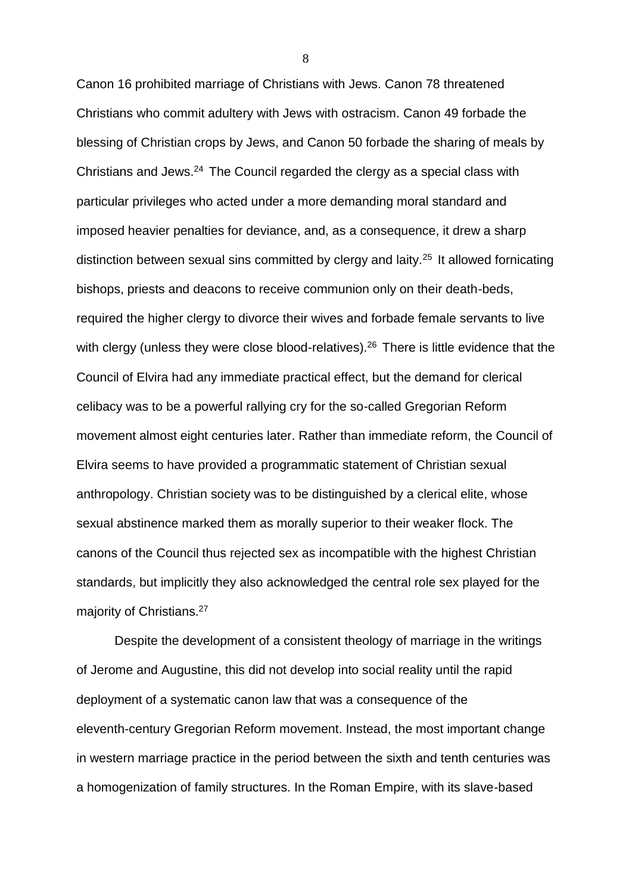Canon 16 prohibited marriage of Christians with Jews. Canon 78 threatened Christians who commit adultery with Jews with ostracism. Canon 49 forbade the blessing of Christian crops by Jews, and Canon 50 forbade the sharing of meals by Christians and Jews.[24] The Council regarded the clergy as a special class with particular privileges who acted under a more demanding moral standard and imposed heavier penalties for deviance, and, as a consequence, it drew a sharp distinction between sexual sins committed by clergy and laity.[25] It allowed fornicating bishops, priests and deacons to receive communion only on their death-beds, required the higher clergy to divorce their wives and forbade female servants to live with clergy (unless they were close blood-relatives).[26] There is little evidence that the Council of Elvira had any immediate practical effect, but the demand for clerical celibacy was to be a powerful rallying cry for the so-called Gregorian Reform movement almost eight centuries later. Rather than immediate reform, the Council of Elvira seems to have provided a programmatic statement of Christian sexual anthropology. Christian society was to be distinguished by a clerical elite, whose sexual abstinence marked them as morally superior to their weaker flock. The canons of the Council thus rejected sex as incompatible with the highest Christian standards, but implicitly they also acknowledged the central role sex played for the majority of Christians.[27]

Despite the development of a consistent theology of marriage in the writings of Jerome and Augustine, this did not develop into social reality until the rapid deployment of a systematic canon law that was a consequence of the eleventh-century Gregorian Reform movement. Instead, the most important change in western marriage practice in the period between the sixth and tenth centuries was a homogenization of family structures. In the Roman Empire, with its slave-based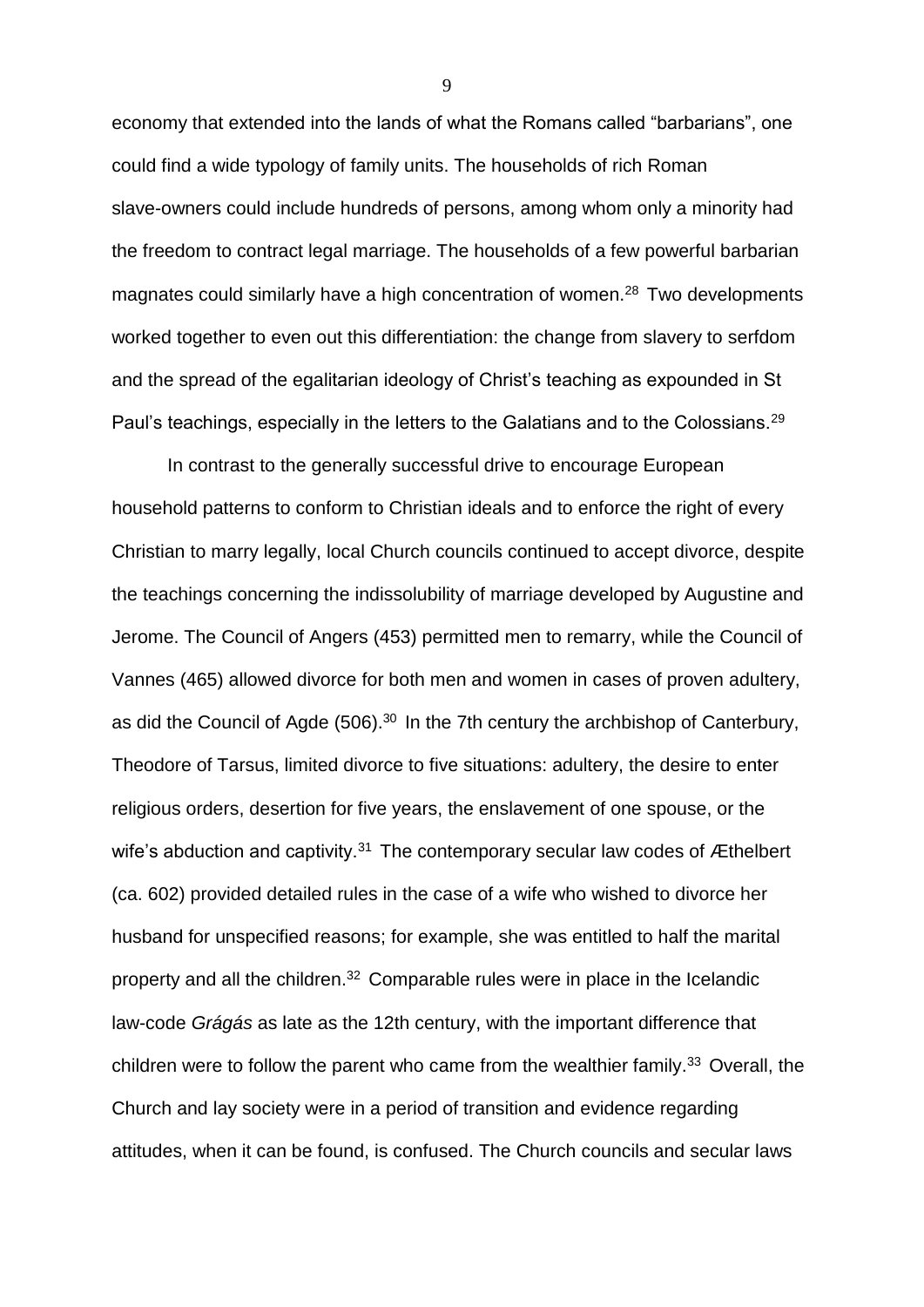economy that extended into the lands of what the Romans called "barbarians", one could find a wide typology of family units. The households of rich Roman slave-owners could include hundreds of persons, among whom only a minority had the freedom to contract legal marriage. The households of a few powerful barbarian magnates could similarly have a high concentration of women.[28] Two developments worked together to even out this differentiation: the change from slavery to serfdom and the spread of the egalitarian ideology of Christ's teaching as expounded in St Paul's teachings, especially in the letters to the Galatians and to the Colossians.[29]

In contrast to the generally successful drive to encourage European household patterns to conform to Christian ideals and to enforce the right of every Christian to marry legally, local Church councils continued to accept divorce, despite the teachings concerning the indissolubility of marriage developed by Augustine and Jerome. The Council of Angers (453) permitted men to remarry, while the Council of Vannes (465) allowed divorce for both men and women in cases of proven adultery, as did the Council of Agde (506).[30] In the 7th century the archbishop of Canterbury, Theodore of Tarsus, limited divorce to five situations: adultery, the desire to enter religious orders, desertion for five years, the enslavement of one spouse, or the wife's abduction and captivity.[31] The contemporary secular law codes of Æthelbert (ca. 602) provided detailed rules in the case of a wife who wished to divorce her husband for unspecified reasons; for example, she was entitled to half the marital property and all the children.[32] Comparable rules were in place in the Icelandic law-code *Grágás* as late as the 12th century, with the important difference that children were to follow the parent who came from the wealthier family.[33] Overall, the Church and lay society were in a period of transition and evidence regarding attitudes, when it can be found, is confused. The Church councils and secular laws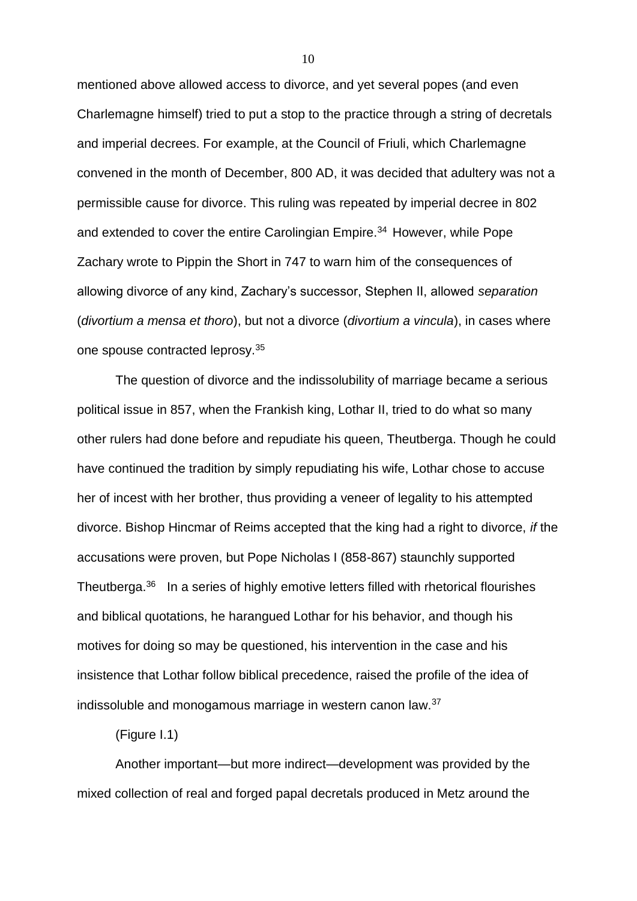mentioned above allowed access to divorce, and yet several popes (and even Charlemagne himself) tried to put a stop to the practice through a string of decretals and imperial decrees. For example, at the Council of Friuli, which Charlemagne convened in the month of December, 800 AD, it was decided that adultery was not a permissible cause for divorce. This ruling was repeated by imperial decree in 802 and extended to cover the entire Carolingian Empire.[34] However, while Pope Zachary wrote to Pippin the Short in 747 to warn him of the consequences of allowing divorce of any kind, Zachary's successor, Stephen II, allowed *separation* (*divortium a mensa et thoro*), but not a divorce (*divortium a vincula*), in cases where one spouse contracted leprosy.[35]

The question of divorce and the indissolubility of marriage became a serious political issue in 857, when the Frankish king, Lothar II, tried to do what so many other rulers had done before and repudiate his queen, Theutberga. Though he could have continued the tradition by simply repudiating his wife, Lothar chose to accuse her of incest with her brother, thus providing a veneer of legality to his attempted divorce. Bishop Hincmar of Reims accepted that the king had a right to divorce, *if* the accusations were proven, but Pope Nicholas I (858-867) staunchly supported Theutberga.[36] In a series of highly emotive letters filled with rhetorical flourishes and biblical quotations, he harangued Lothar for his behavior, and though his motives for doing so may be questioned, his intervention in the case and his insistence that Lothar follow biblical precedence, raised the profile of the idea of indissoluble and monogamous marriage in western canon law.[37]

(Figure I.1)

Another important—but more indirect—development was provided by the mixed collection of real and forged papal decretals produced in Metz around the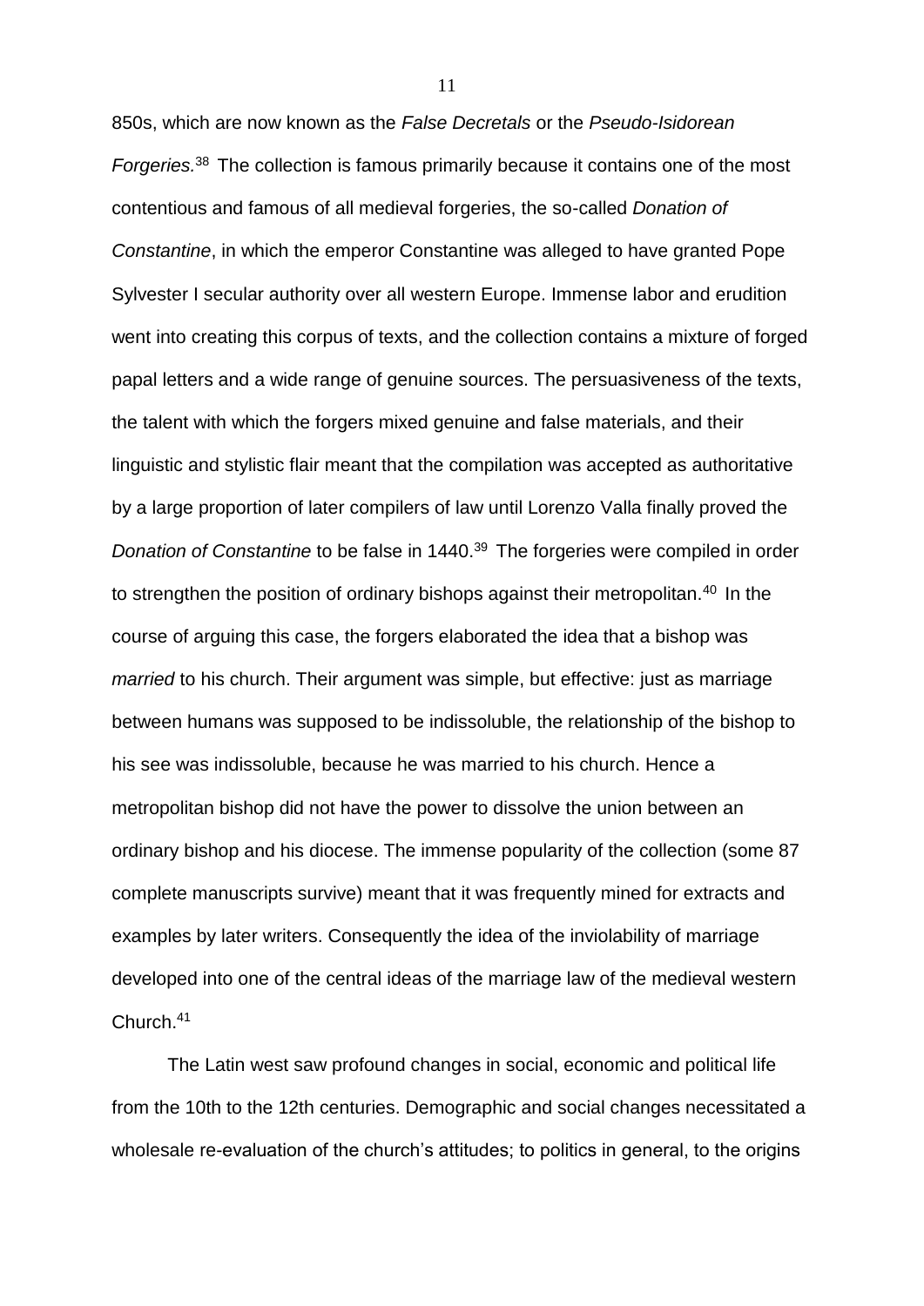850s, which are now known as the *False Decretals* or the *Pseudo-Isidorean Forgeries.*[38] The collection is famous primarily because it contains one of the most contentious and famous of all medieval forgeries, the so-called *Donation of Constantine*, in which the emperor Constantine was alleged to have granted Pope Sylvester I secular authority over all western Europe. Immense labor and erudition went into creating this corpus of texts, and the collection contains a mixture of forged papal letters and a wide range of genuine sources. The persuasiveness of the texts, the talent with which the forgers mixed genuine and false materials, and their linguistic and stylistic flair meant that the compilation was accepted as authoritative by a large proportion of later compilers of law until Lorenzo Valla finally proved the *Donation of Constantine* to be false in 1440.[39] The forgeries were compiled in order to strengthen the position of ordinary bishops against their metropolitan.[40] In the course of arguing this case, the forgers elaborated the idea that a bishop was *married* to his church. Their argument was simple, but effective: just as marriage between humans was supposed to be indissoluble, the relationship of the bishop to his see was indissoluble, because he was married to his church. Hence a metropolitan bishop did not have the power to dissolve the union between an ordinary bishop and his diocese. The immense popularity of the collection (some 87 complete manuscripts survive) meant that it was frequently mined for extracts and examples by later writers. Consequently the idea of the inviolability of marriage developed into one of the central ideas of the marriage law of the medieval western Church.[41]

The Latin west saw profound changes in social, economic and political life from the 10th to the 12th centuries. Demographic and social changes necessitated a wholesale re-evaluation of the church's attitudes; to politics in general, to the origins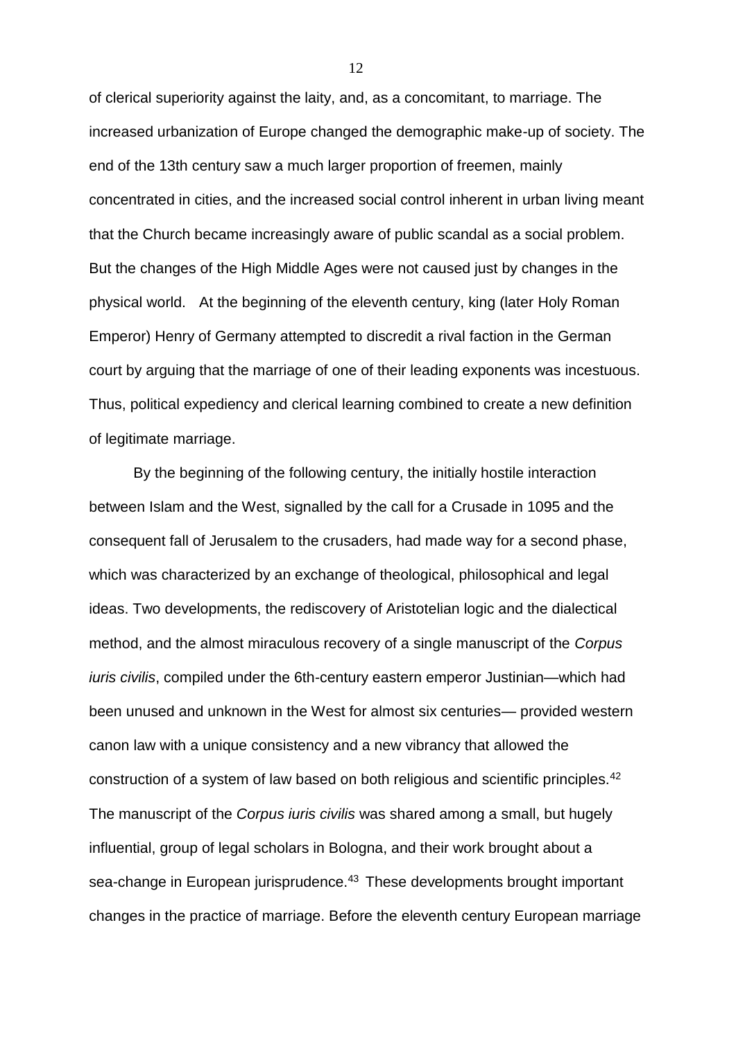of clerical superiority against the laity, and, as a concomitant, to marriage. The increased urbanization of Europe changed the demographic make-up of society. The end of the 13th century saw a much larger proportion of freemen, mainly concentrated in cities, and the increased social control inherent in urban living meant that the Church became increasingly aware of public scandal as a social problem. But the changes of the High Middle Ages were not caused just by changes in the physical world. At the beginning of the eleventh century, king (later Holy Roman Emperor) Henry of Germany attempted to discredit a rival faction in the German court by arguing that the marriage of one of their leading exponents was incestuous. Thus, political expediency and clerical learning combined to create a new definition of legitimate marriage.

By the beginning of the following century, the initially hostile interaction between Islam and the West, signalled by the call for a Crusade in 1095 and the consequent fall of Jerusalem to the crusaders, had made way for a second phase, which was characterized by an exchange of theological, philosophical and legal ideas. Two developments, the rediscovery of Aristotelian logic and the dialectical method, and the almost miraculous recovery of a single manuscript of the *Corpus iuris civilis*, compiled under the 6th-century eastern emperor Justinian—which had been unused and unknown in the West for almost six centuries— provided western canon law with a unique consistency and a new vibrancy that allowed the construction of a system of law based on both religious and scientific principles.[42] The manuscript of the *Corpus iuris civilis* was shared among a small, but hugely influential, group of legal scholars in Bologna, and their work brought about a sea-change in European jurisprudence.[43] These developments brought important changes in the practice of marriage. Before the eleventh century European marriage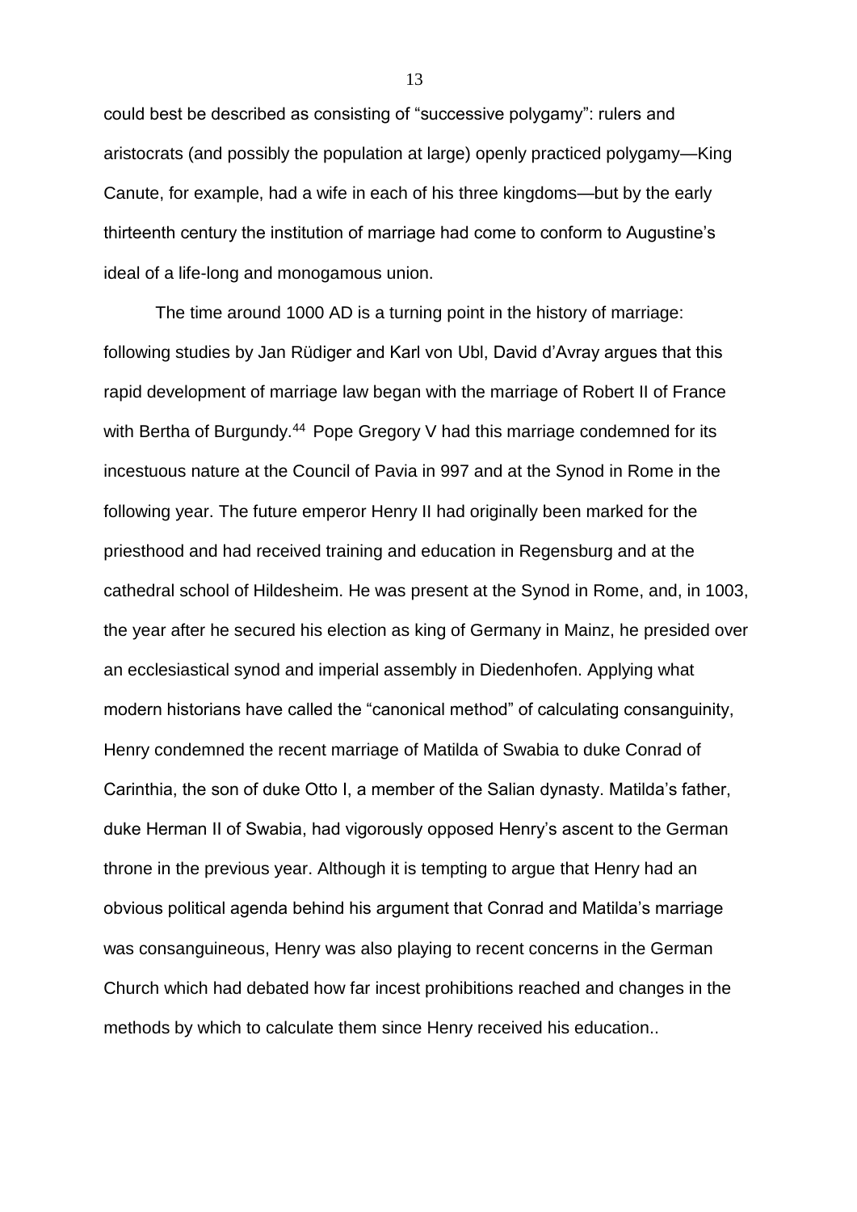could best be described as consisting of "successive polygamy": rulers and aristocrats (and possibly the population at large) openly practiced polygamy—King Canute, for example, had a wife in each of his three kingdoms—but by the early thirteenth century the institution of marriage had come to conform to Augustine's ideal of a life-long and monogamous union.

The time around 1000 AD is a turning point in the history of marriage: following studies by Jan Rüdiger and Karl von Ubl, David d'Avray argues that this rapid development of marriage law began with the marriage of Robert II of France with Bertha of Burgundy.[44] Pope Gregory V had this marriage condemned for its incestuous nature at the Council of Pavia in 997 and at the Synod in Rome in the following year. The future emperor Henry II had originally been marked for the priesthood and had received training and education in Regensburg and at the cathedral school of Hildesheim. He was present at the Synod in Rome, and, in 1003, the year after he secured his election as king of Germany in Mainz, he presided over an ecclesiastical synod and imperial assembly in Diedenhofen. Applying what modern historians have called the "canonical method" of calculating consanguinity, Henry condemned the recent marriage of Matilda of Swabia to duke Conrad of Carinthia, the son of duke Otto I, a member of the Salian dynasty. Matilda's father, duke Herman II of Swabia, had vigorously opposed Henry's ascent to the German throne in the previous year. Although it is tempting to argue that Henry had an obvious political agenda behind his argument that Conrad and Matilda's marriage was consanguineous, Henry was also playing to recent concerns in the German Church which had debated how far incest prohibitions reached and changes in the methods by which to calculate them since Henry received his education..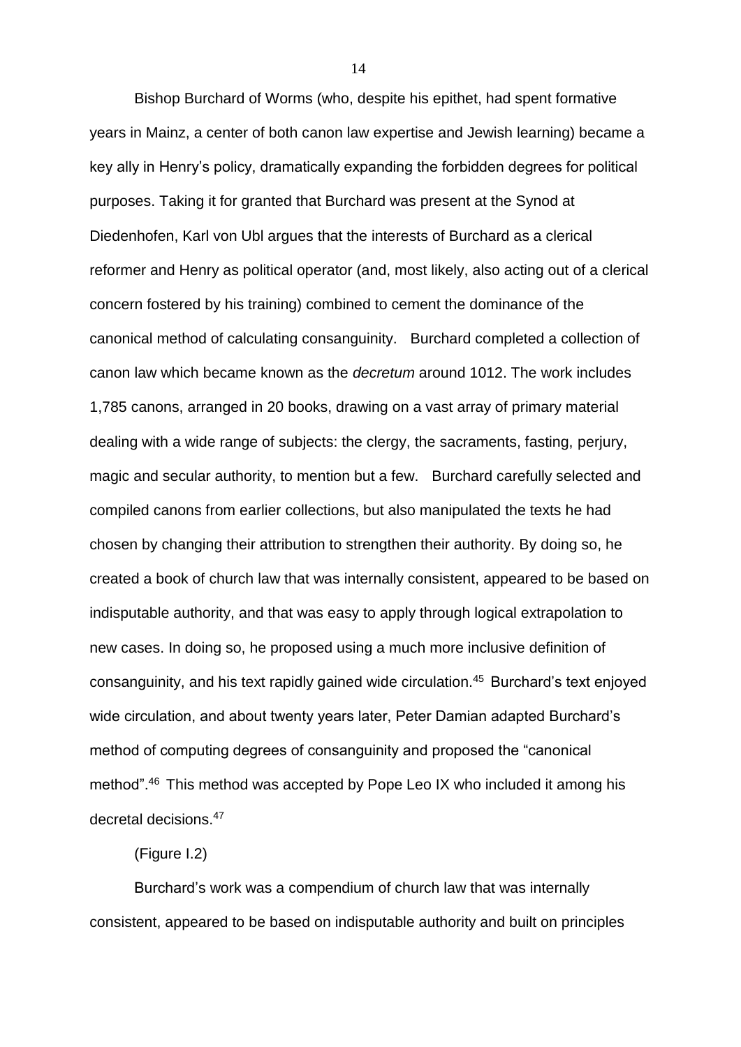Bishop Burchard of Worms (who, despite his epithet, had spent formative years in Mainz, a center of both canon law expertise and Jewish learning) became a key ally in Henry's policy, dramatically expanding the forbidden degrees for political purposes. Taking it for granted that Burchard was present at the Synod at Diedenhofen, Karl von Ubl argues that the interests of Burchard as a clerical reformer and Henry as political operator (and, most likely, also acting out of a clerical concern fostered by his training) combined to cement the dominance of the canonical method of calculating consanguinity. Burchard completed a collection of canon law which became known as the *decretum* around 1012. The work includes 1,785 canons, arranged in 20 books, drawing on a vast array of primary material dealing with a wide range of subjects: the clergy, the sacraments, fasting, perjury, magic and secular authority, to mention but a few. Burchard carefully selected and compiled canons from earlier collections, but also manipulated the texts he had chosen by changing their attribution to strengthen their authority. By doing so, he created a book of church law that was internally consistent, appeared to be based on indisputable authority, and that was easy to apply through logical extrapolation to new cases. In doing so, he proposed using a much more inclusive definition of consanguinity, and his text rapidly gained wide circulation.[45] Burchard's text enjoyed wide circulation, and about twenty years later, Peter Damian adapted Burchard's method of computing degrees of consanguinity and proposed the "canonical method".[46] This method was accepted by Pope Leo IX who included it among his decretal decisions.[47]

(Figure I.2)

Burchard's work was a compendium of church law that was internally consistent, appeared to be based on indisputable authority and built on principles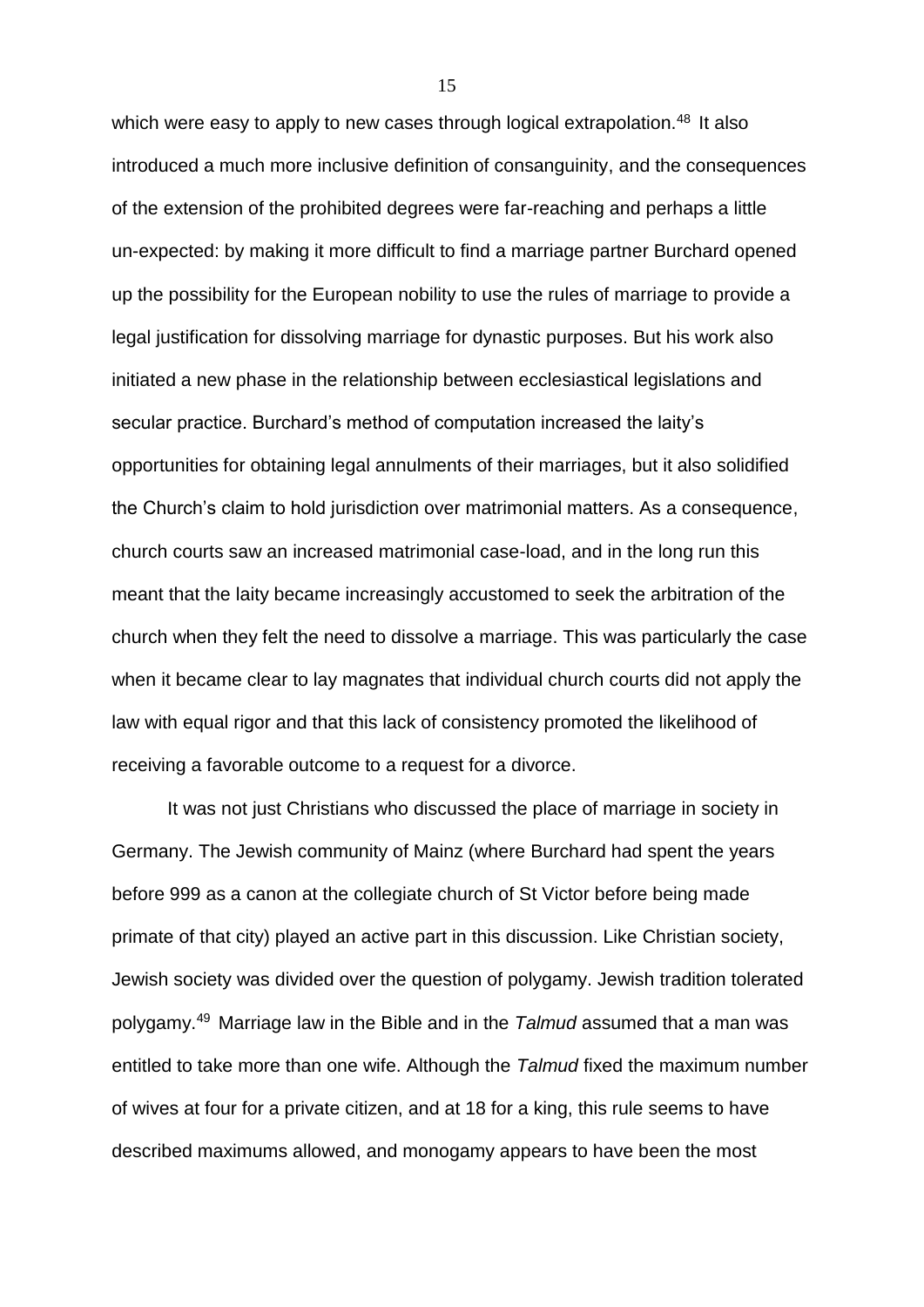which were easy to apply to new cases through logical extrapolation.[48] It also introduced a much more inclusive definition of consanguinity, and the consequences of the extension of the prohibited degrees were far-reaching and perhaps a little un-expected: by making it more difficult to find a marriage partner Burchard opened up the possibility for the European nobility to use the rules of marriage to provide a legal justification for dissolving marriage for dynastic purposes. But his work also initiated a new phase in the relationship between ecclesiastical legislations and secular practice. Burchard's method of computation increased the laity's opportunities for obtaining legal annulments of their marriages, but it also solidified the Church's claim to hold jurisdiction over matrimonial matters. As a consequence, church courts saw an increased matrimonial case-load, and in the long run this meant that the laity became increasingly accustomed to seek the arbitration of the church when they felt the need to dissolve a marriage. This was particularly the case when it became clear to lay magnates that individual church courts did not apply the law with equal rigor and that this lack of consistency promoted the likelihood of receiving a favorable outcome to a request for a divorce.

It was not just Christians who discussed the place of marriage in society in Germany. The Jewish community of Mainz (where Burchard had spent the years before 999 as a canon at the collegiate church of St Victor before being made primate of that city) played an active part in this discussion. Like Christian society, Jewish society was divided over the question of polygamy. Jewish tradition tolerated polygamy.[49] Marriage law in the Bible and in the *Talmud* assumed that a man was entitled to take more than one wife. Although the *Talmud* fixed the maximum number of wives at four for a private citizen, and at 18 for a king, this rule seems to have described maximums allowed, and monogamy appears to have been the most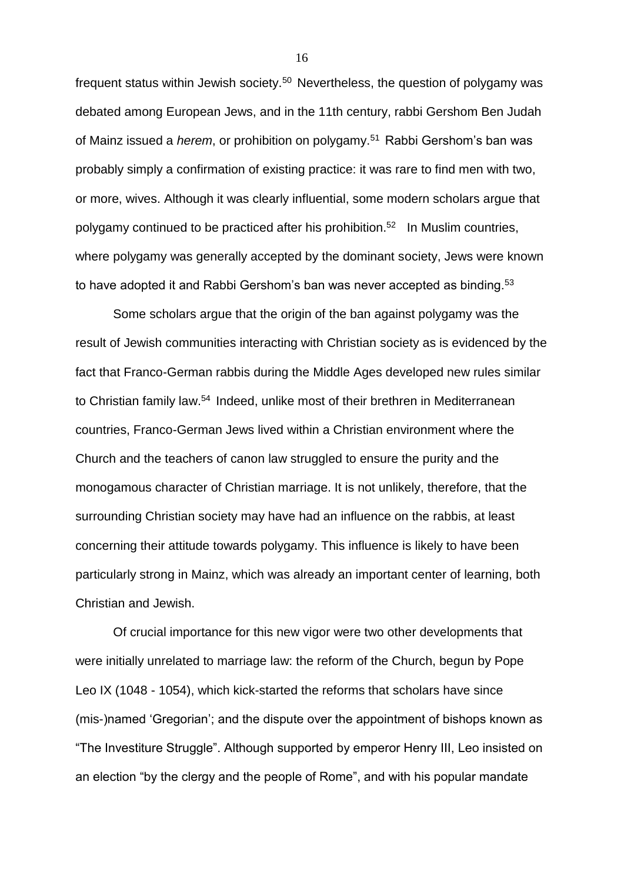frequent status within Jewish society.[50] Nevertheless, the question of polygamy was debated among European Jews, and in the 11th century, rabbi Gershom Ben Judah of Mainz issued a *herem*, or prohibition on polygamy.[51] Rabbi Gershom's ban was probably simply a confirmation of existing practice: it was rare to find men with two, or more, wives. Although it was clearly influential, some modern scholars argue that polygamy continued to be practiced after his prohibition.[52] In Muslim countries, where polygamy was generally accepted by the dominant society, Jews were known to have adopted it and Rabbi Gershom's ban was never accepted as binding.[53]

Some scholars argue that the origin of the ban against polygamy was the result of Jewish communities interacting with Christian society as is evidenced by the fact that Franco-German rabbis during the Middle Ages developed new rules similar to Christian family law.[54] Indeed, unlike most of their brethren in Mediterranean countries, Franco-German Jews lived within a Christian environment where the Church and the teachers of canon law struggled to ensure the purity and the monogamous character of Christian marriage. It is not unlikely, therefore, that the surrounding Christian society may have had an influence on the rabbis, at least concerning their attitude towards polygamy. This influence is likely to have been particularly strong in Mainz, which was already an important center of learning, both Christian and Jewish.

Of crucial importance for this new vigor were two other developments that were initially unrelated to marriage law: the reform of the Church, begun by Pope Leo IX (1048 - 1054), which kick-started the reforms that scholars have since (mis-)named 'Gregorian'; and the dispute over the appointment of bishops known as "The Investiture Struggle". Although supported by emperor Henry III, Leo insisted on an election "by the clergy and the people of Rome", and with his popular mandate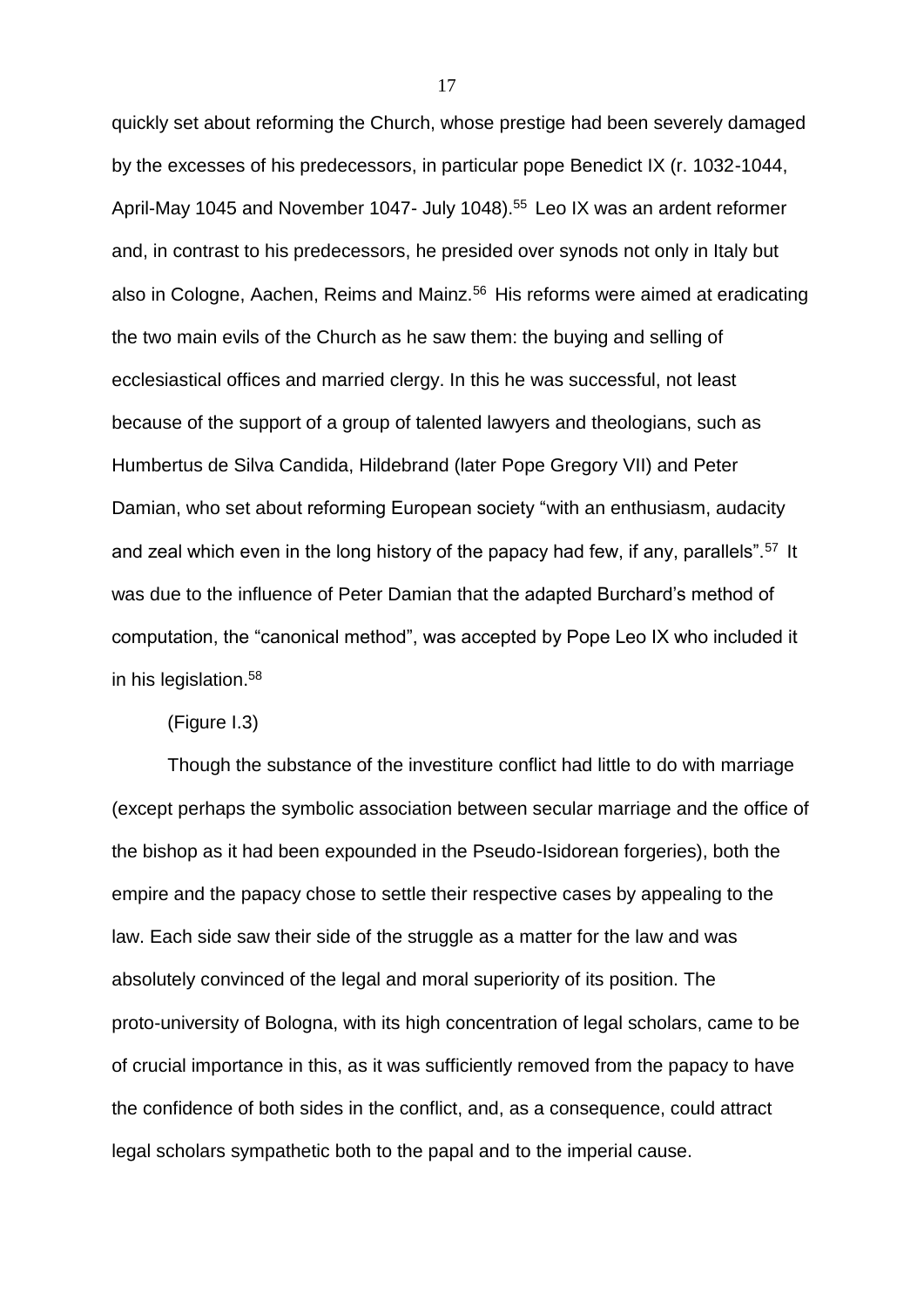quickly set about reforming the Church, whose prestige had been severely damaged by the excesses of his predecessors, in particular pope Benedict IX (r. 1032-1044, April-May 1045 and November 1047- July 1048).[55] Leo IX was an ardent reformer and, in contrast to his predecessors, he presided over synods not only in Italy but also in Cologne, Aachen, Reims and Mainz.[56] His reforms were aimed at eradicating the two main evils of the Church as he saw them: the buying and selling of ecclesiastical offices and married clergy. In this he was successful, not least because of the support of a group of talented lawyers and theologians, such as Humbertus de Silva Candida, Hildebrand (later Pope Gregory VII) and Peter Damian, who set about reforming European society "with an enthusiasm, audacity and zeal which even in the long history of the papacy had few, if any, parallels".[57] It was due to the influence of Peter Damian that the adapted Burchard's method of computation, the "canonical method", was accepted by Pope Leo IX who included it in his legislation.[58]

(Figure I.3)

Though the substance of the investiture conflict had little to do with marriage (except perhaps the symbolic association between secular marriage and the office of the bishop as it had been expounded in the Pseudo-Isidorean forgeries), both the empire and the papacy chose to settle their respective cases by appealing to the law. Each side saw their side of the struggle as a matter for the law and was absolutely convinced of the legal and moral superiority of its position. The proto-university of Bologna, with its high concentration of legal scholars, came to be of crucial importance in this, as it was sufficiently removed from the papacy to have the confidence of both sides in the conflict, and, as a consequence, could attract legal scholars sympathetic both to the papal and to the imperial cause.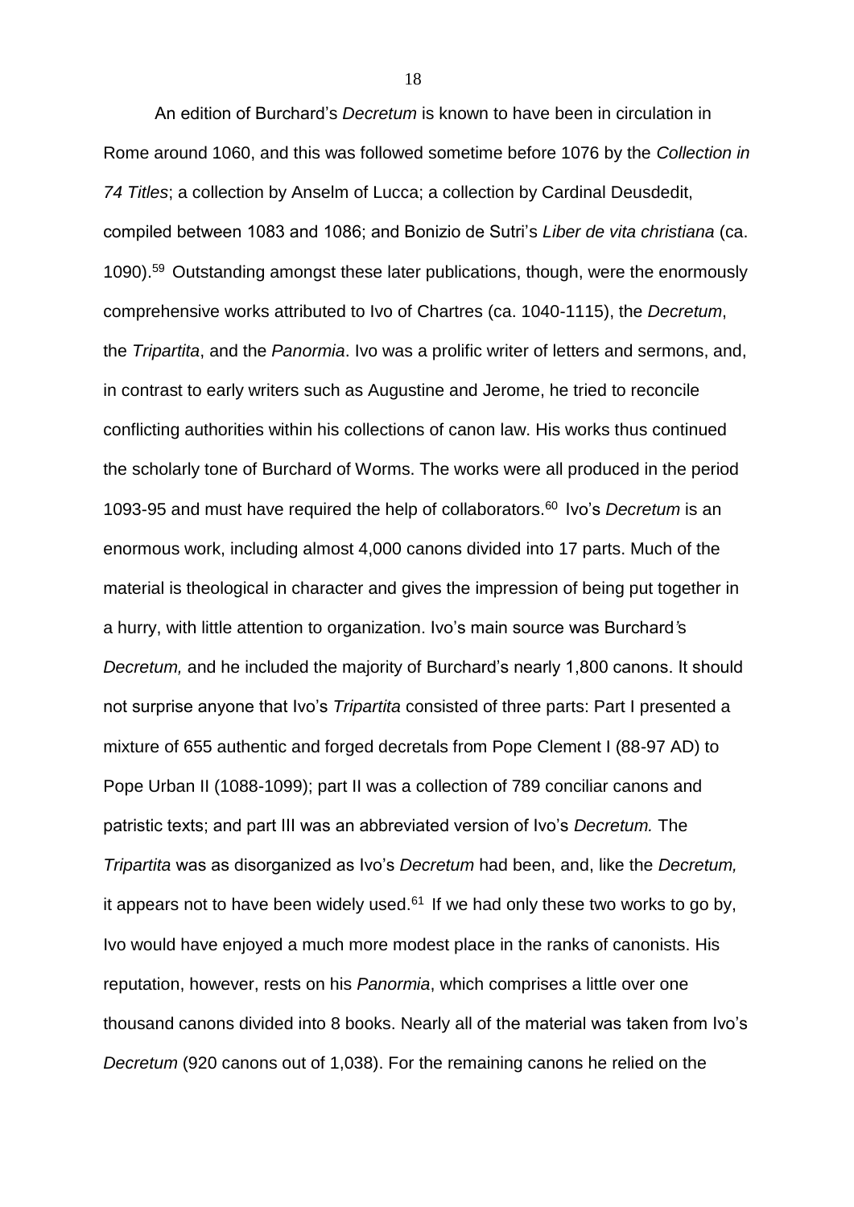An edition of Burchard's *Decretum* is known to have been in circulation in Rome around 1060, and this was followed sometime before 1076 by the *Collection in 74 Titles*; a collection by Anselm of Lucca; a collection by Cardinal Deusdedit, compiled between 1083 and 1086; and Bonizio de Sutri's *Liber de vita christiana* (ca. 1090).[59] Outstanding amongst these later publications, though, were the enormously comprehensive works attributed to Ivo of Chartres (ca. 1040-1115), the *Decretum*, the *Tripartita*, and the *Panormia*. Ivo was a prolific writer of letters and sermons, and, in contrast to early writers such as Augustine and Jerome, he tried to reconcile conflicting authorities within his collections of canon law. His works thus continued the scholarly tone of Burchard of Worms. The works were all produced in the period 1093-95 and must have required the help of collaborators.[60] Ivo's *Decretum* is an enormous work, including almost 4,000 canons divided into 17 parts. Much of the material is theological in character and gives the impression of being put together in a hurry, with little attention to organization. Ivo's main source was Burchard's *Decretum,* and he included the majority of Burchard's nearly 1,800 canons. It should not surprise anyone that Ivo's *Tripartita* consisted of three parts: Part I presented a mixture of 655 authentic and forged decretals from Pope Clement I (88-97 AD) to Pope Urban II (1088-1099); part II was a collection of 789 conciliar canons and patristic texts; and part III was an abbreviated version of Ivo's *Decretum.* The *Tripartita* was as disorganized as Ivo's *Decretum* had been, and, like the *Decretum,* it appears not to have been widely used.[61] If we had only these two works to go by, Ivo would have enjoyed a much more modest place in the ranks of canonists. His reputation, however, rests on his *Panormia*, which comprises a little over one thousand canons divided into 8 books. Nearly all of the material was taken from Ivo's *Decretum* (920 canons out of 1,038). For the remaining canons he relied on the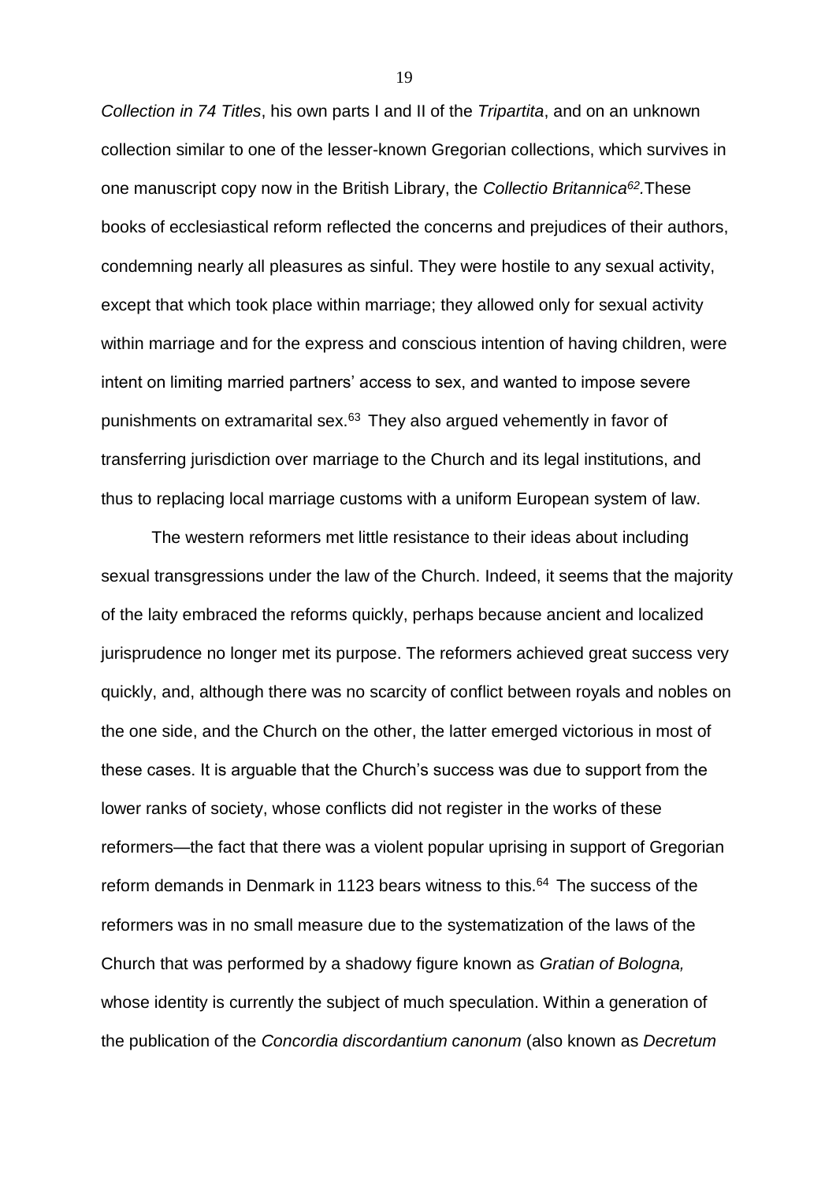*Collection in 74 Titles*, his own parts I and II of the *Tripartita*, and on an unknown collection similar to one of the lesser-known Gregorian collections, which survives in one manuscript copy now in the British Library, the *Collectio Britannica*[62].These books of ecclesiastical reform reflected the concerns and prejudices of their authors, condemning nearly all pleasures as sinful. They were hostile to any sexual activity, except that which took place within marriage; they allowed only for sexual activity within marriage and for the express and conscious intention of having children, were intent on limiting married partners' access to sex, and wanted to impose severe punishments on extramarital sex.[63] They also argued vehemently in favor of transferring jurisdiction over marriage to the Church and its legal institutions, and thus to replacing local marriage customs with a uniform European system of law.

The western reformers met little resistance to their ideas about including sexual transgressions under the law of the Church. Indeed, it seems that the majority of the laity embraced the reforms quickly, perhaps because ancient and localized jurisprudence no longer met its purpose. The reformers achieved great success very quickly, and, although there was no scarcity of conflict between royals and nobles on the one side, and the Church on the other, the latter emerged victorious in most of these cases. It is arguable that the Church's success was due to support from the lower ranks of society, whose conflicts did not register in the works of these reformers—the fact that there was a violent popular uprising in support of Gregorian reform demands in Denmark in 1123 bears witness to this.[64] The success of the reformers was in no small measure due to the systematization of the laws of the Church that was performed by a shadowy figure known as *Gratian of Bologna,* whose identity is currently the subject of much speculation. Within a generation of the publication of the *Concordia discordantium canonum* (also known as *Decretum*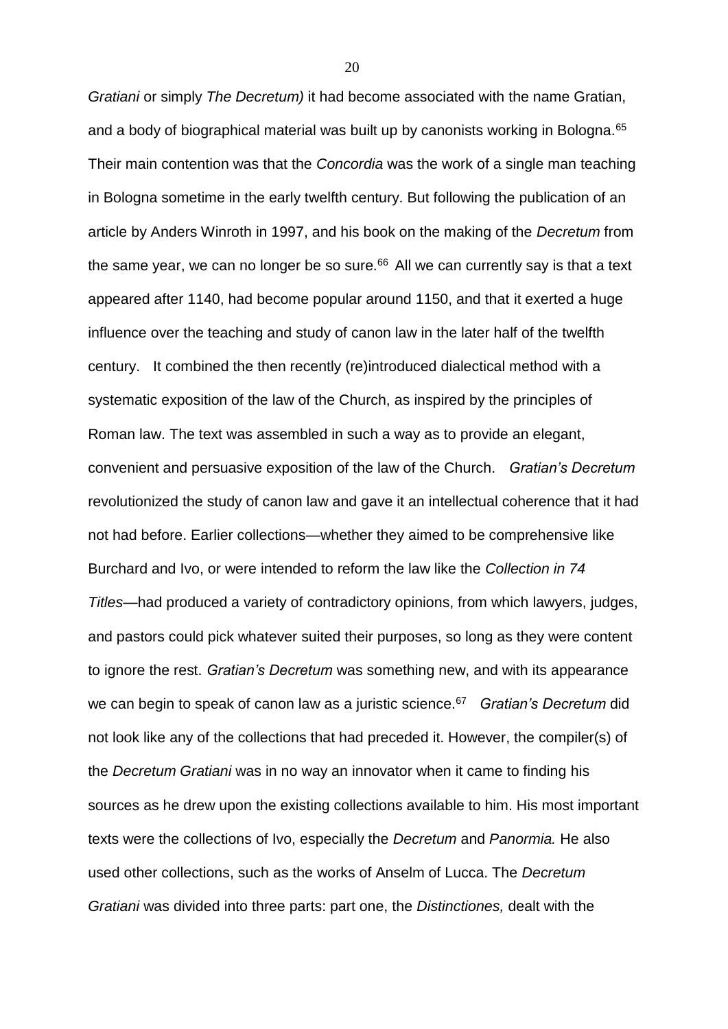*Gratiani* or simply *The Decretum)* it had become associated with the name Gratian, and a body of biographical material was built up by canonists working in Bologna.[65] Their main contention was that the *Concordia* was the work of a single man teaching in Bologna sometime in the early twelfth century. But following the publication of an article by Anders Winroth in 1997, and his book on the making of the *Decretum* from the same year, we can no longer be so sure.[66] All we can currently say is that a text appeared after 1140, had become popular around 1150, and that it exerted a huge influence over the teaching and study of canon law in the later half of the twelfth century. It combined the then recently (re)introduced dialectical method with a systematic exposition of the law of the Church, as inspired by the principles of Roman law. The text was assembled in such a way as to provide an elegant, convenient and persuasive exposition of the law of the Church. *Gratian's Decretum* revolutionized the study of canon law and gave it an intellectual coherence that it had not had before. Earlier collections—whether they aimed to be comprehensive like Burchard and Ivo, or were intended to reform the law like the *Collection in 74 Titles*—had produced a variety of contradictory opinions, from which lawyers, judges, and pastors could pick whatever suited their purposes, so long as they were content to ignore the rest. *Gratian's Decretum* was something new, and with its appearance we can begin to speak of canon law as a juristic science.[67] *Gratian's Decretum* did not look like any of the collections that had preceded it. However, the compiler(s) of the *Decretum Gratiani* was in no way an innovator when it came to finding his sources as he drew upon the existing collections available to him. His most important texts were the collections of Ivo, especially the *Decretum* and *Panormia.* He also used other collections, such as the works of Anselm of Lucca. The *Decretum Gratiani* was divided into three parts: part one, the *Distinctiones,* dealt with the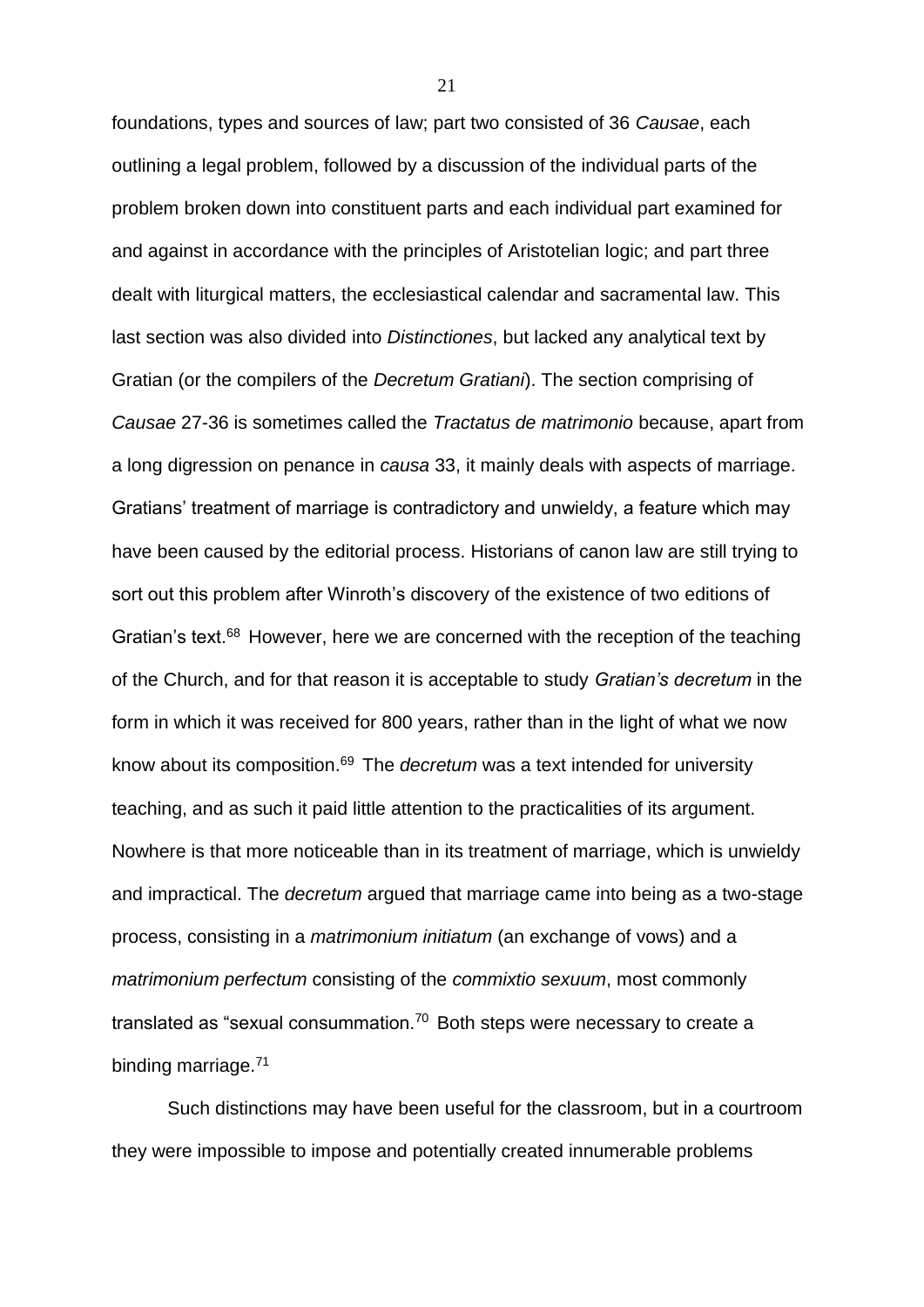foundations, types and sources of law; part two consisted of 36 *Causae*, each outlining a legal problem, followed by a discussion of the individual parts of the problem broken down into constituent parts and each individual part examined for and against in accordance with the principles of Aristotelian logic; and part three dealt with liturgical matters, the ecclesiastical calendar and sacramental law. This last section was also divided into *Distinctiones*, but lacked any analytical text by Gratian (or the compilers of the *Decretum Gratiani*). The section comprising of *Causae* 27-36 is sometimes called the *Tractatus de matrimonio* because, apart from a long digression on penance in *causa* 33, it mainly deals with aspects of marriage. Gratians' treatment of marriage is contradictory and unwieldy, a feature which may have been caused by the editorial process. Historians of canon law are still trying to sort out this problem after Winroth's discovery of the existence of two editions of Gratian's text.[68] However, here we are concerned with the reception of the teaching of the Church, and for that reason it is acceptable to study *Gratian's decretum* in the form in which it was received for 800 years, rather than in the light of what we now know about its composition.[69] The *decretum* was a text intended for university teaching, and as such it paid little attention to the practicalities of its argument. Nowhere is that more noticeable than in its treatment of marriage, which is unwieldy and impractical. The *decretum* argued that marriage came into being as a two-stage process, consisting in a *matrimonium initiatum* (an exchange of vows) and a *matrimonium perfectum* consisting of the *commixtio sexuum*, most commonly translated as "sexual consummation.[70] Both steps were necessary to create a binding marriage.[71]

Such distinctions may have been useful for the classroom, but in a courtroom they were impossible to impose and potentially created innumerable problems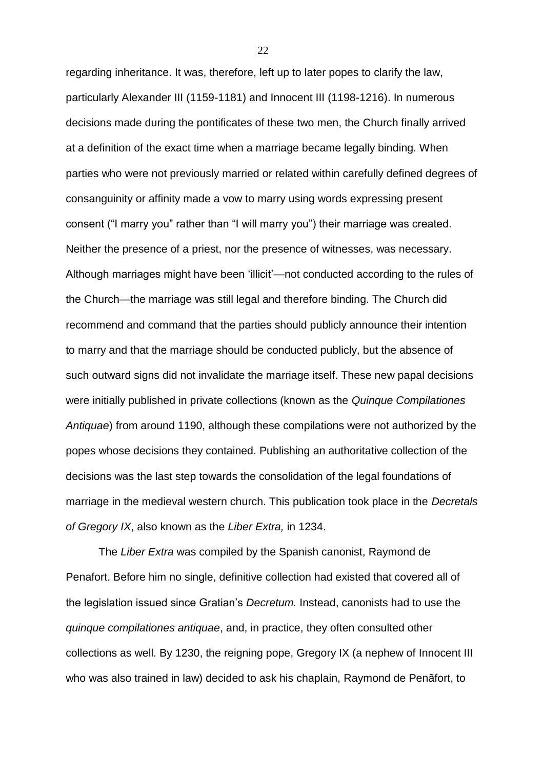regarding inheritance. It was, therefore, left up to later popes to clarify the law, particularly Alexander III (1159-1181) and Innocent III (1198-1216). In numerous decisions made during the pontificates of these two men, the Church finally arrived at a definition of the exact time when a marriage became legally binding. When parties who were not previously married or related within carefully defined degrees of consanguinity or affinity made a vow to marry using words expressing present consent ("I marry you" rather than "I will marry you") their marriage was created. Neither the presence of a priest, nor the presence of witnesses, was necessary. Although marriages might have been 'illicit'—not conducted according to the rules of the Church—the marriage was still legal and therefore binding. The Church did recommend and command that the parties should publicly announce their intention to marry and that the marriage should be conducted publicly, but the absence of such outward signs did not invalidate the marriage itself. These new papal decisions were initially published in private collections (known as the *Quinque Compilationes Antiquae*) from around 1190, although these compilations were not authorized by the popes whose decisions they contained. Publishing an authoritative collection of the decisions was the last step towards the consolidation of the legal foundations of marriage in the medieval western church. This publication took place in the *Decretals of Gregory IX*, also known as the *Liber Extra,* in 1234.

The *Liber Extra* was compiled by the Spanish canonist, Raymond de Penafort. Before him no single, definitive collection had existed that covered all of the legislation issued since Gratian's *Decretum.* Instead, canonists had to use the *quinque compilationes antiquae*, and, in practice, they often consulted other collections as well. By 1230, the reigning pope, Gregory IX (a nephew of Innocent III who was also trained in law) decided to ask his chaplain, Raymond de Penãfort, to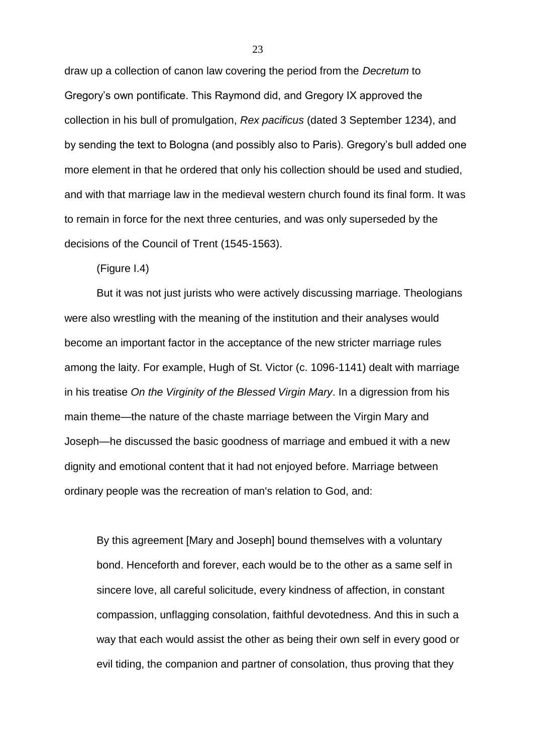draw up a collection of canon law covering the period from the *Decretum* to Gregory's own pontificate. This Raymond did, and Gregory IX approved the collection in his bull of promulgation, *Rex pacificus* (dated 3 September 1234), and by sending the text to Bologna (and possibly also to Paris). Gregory's bull added one more element in that he ordered that only his collection should be used and studied, and with that marriage law in the medieval western church found its final form. It was to remain in force for the next three centuries, and was only superseded by the decisions of the Council of Trent (1545-1563).

(Figure I.4)

But it was not just jurists who were actively discussing marriage. Theologians were also wrestling with the meaning of the institution and their analyses would become an important factor in the acceptance of the new stricter marriage rules among the laity. For example, Hugh of St. Victor (c. 1096-1141) dealt with marriage in his treatise *On the Virginity of the Blessed Virgin Mary*. In a digression from his main theme—the nature of the chaste marriage between the Virgin Mary and Joseph—he discussed the basic goodness of marriage and embued it with a new dignity and emotional content that it had not enjoyed before. Marriage between ordinary people was the recreation of man's relation to God, and:

> By this agreement [Mary and Joseph] bound themselves with a voluntary bond. Henceforth and forever, each would be to the other as a same self in sincere love, all careful solicitude, every kindness of affection, in constant compassion, unflagging consolation, faithful devotedness. And this in such a way that each would assist the other as being their own self in every good or evil tiding, the companion and partner of consolation, thus proving that they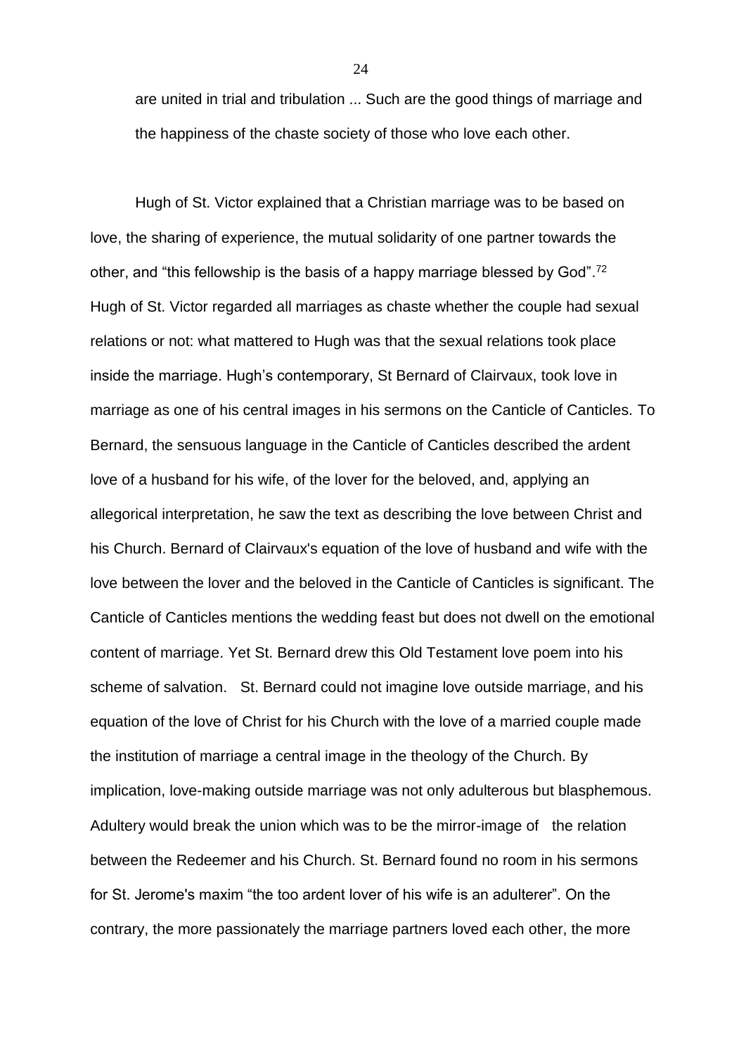> are united in trial and tribulation ... Such are the good things of marriage and the happiness of the chaste society of those who love each other.

Hugh of St. Victor explained that a Christian marriage was to be based on love, the sharing of experience, the mutual solidarity of one partner towards the other, and "this fellowship is the basis of a happy marriage blessed by God".[72] Hugh of St. Victor regarded all marriages as chaste whether the couple had sexual relations or not: what mattered to Hugh was that the sexual relations took place inside the marriage. Hugh's contemporary, St Bernard of Clairvaux, took love in marriage as one of his central images in his sermons on the Canticle of Canticles. To Bernard, the sensuous language in the Canticle of Canticles described the ardent love of a husband for his wife, of the lover for the beloved, and, applying an allegorical interpretation, he saw the text as describing the love between Christ and his Church. Bernard of Clairvaux's equation of the love of husband and wife with the love between the lover and the beloved in the Canticle of Canticles is significant. The Canticle of Canticles mentions the wedding feast but does not dwell on the emotional content of marriage. Yet St. Bernard drew this Old Testament love poem into his scheme of salvation. St. Bernard could not imagine love outside marriage, and his equation of the love of Christ for his Church with the love of a married couple made the institution of marriage a central image in the theology of the Church. By implication, love-making outside marriage was not only adulterous but blasphemous. Adultery would break the union which was to be the mirror-image of the relation between the Redeemer and his Church. St. Bernard found no room in his sermons for St. Jerome's maxim "the too ardent lover of his wife is an adulterer". On the contrary, the more passionately the marriage partners loved each other, the more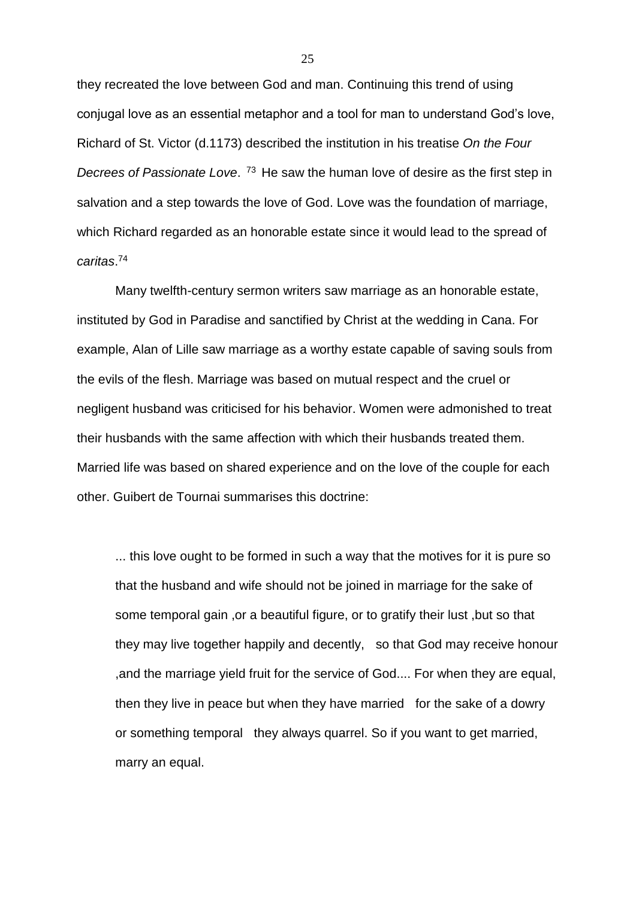they recreated the love between God and man. Continuing this trend of using conjugal love as an essential metaphor and a tool for man to understand God's love, Richard of St. Victor (d.1173) described the institution in his treatise *On the Four Decrees of Passionate Love*. [73] He saw the human love of desire as the first step in salvation and a step towards the love of God. Love was the foundation of marriage, which Richard regarded as an honorable estate since it would lead to the spread of *caritas*.[74]

Many twelfth-century sermon writers saw marriage as an honorable estate, instituted by God in Paradise and sanctified by Christ at the wedding in Cana. For example, Alan of Lille saw marriage as a worthy estate capable of saving souls from the evils of the flesh. Marriage was based on mutual respect and the cruel or negligent husband was criticised for his behavior. Women were admonished to treat their husbands with the same affection with which their husbands treated them. Married life was based on shared experience and on the love of the couple for each other. Guibert de Tournai summarises this doctrine:

> ... this love ought to be formed in such a way that the motives for it is pure so that the husband and wife should not be joined in marriage for the sake of some temporal gain ,or a beautiful figure, or to gratify their lust ,but so that they may live together happily and decently, so that God may receive honour ,and the marriage yield fruit for the service of God.... For when they are equal, then they live in peace but when they have married for the sake of a dowry or something temporal they always quarrel. So if you want to get married, marry an equal.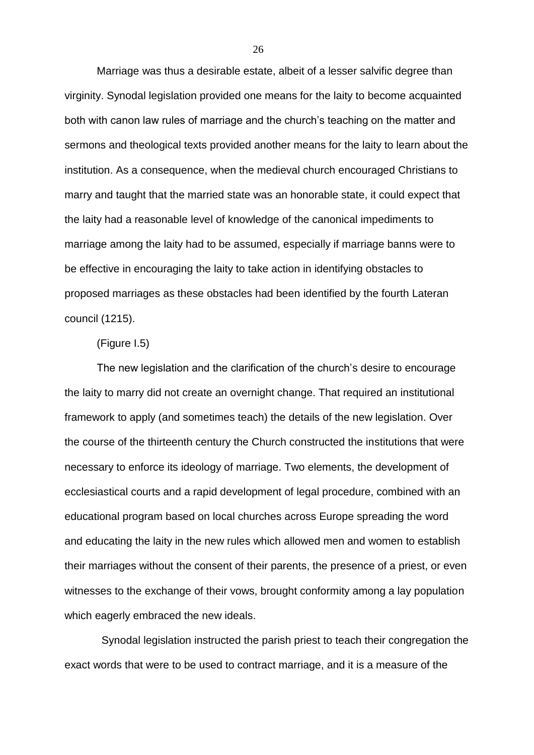Marriage was thus a desirable estate, albeit of a lesser salvific degree than virginity. Synodal legislation provided one means for the laity to become acquainted both with canon law rules of marriage and the church's teaching on the matter and sermons and theological texts provided another means for the laity to learn about the institution. As a consequence, when the medieval church encouraged Christians to marry and taught that the married state was an honorable state, it could expect that the laity had a reasonable level of knowledge of the canonical impediments to marriage among the laity had to be assumed, especially if marriage banns were to be effective in encouraging the laity to take action in identifying obstacles to proposed marriages as these obstacles had been identified by the fourth Lateran council (1215).

(Figure I.5)

The new legislation and the clarification of the church's desire to encourage the laity to marry did not create an overnight change. That required an institutional framework to apply (and sometimes teach) the details of the new legislation. Over the course of the thirteenth century the Church constructed the institutions that were necessary to enforce its ideology of marriage. Two elements, the development of ecclesiastical courts and a rapid development of legal procedure, combined with an educational program based on local churches across Europe spreading the word and educating the laity in the new rules which allowed men and women to establish their marriages without the consent of their parents, the presence of a priest, or even witnesses to the exchange of their vows, brought conformity among a lay population which eagerly embraced the new ideals.

Synodal legislation instructed the parish priest to teach their congregation the exact words that were to be used to contract marriage, and it is a measure of the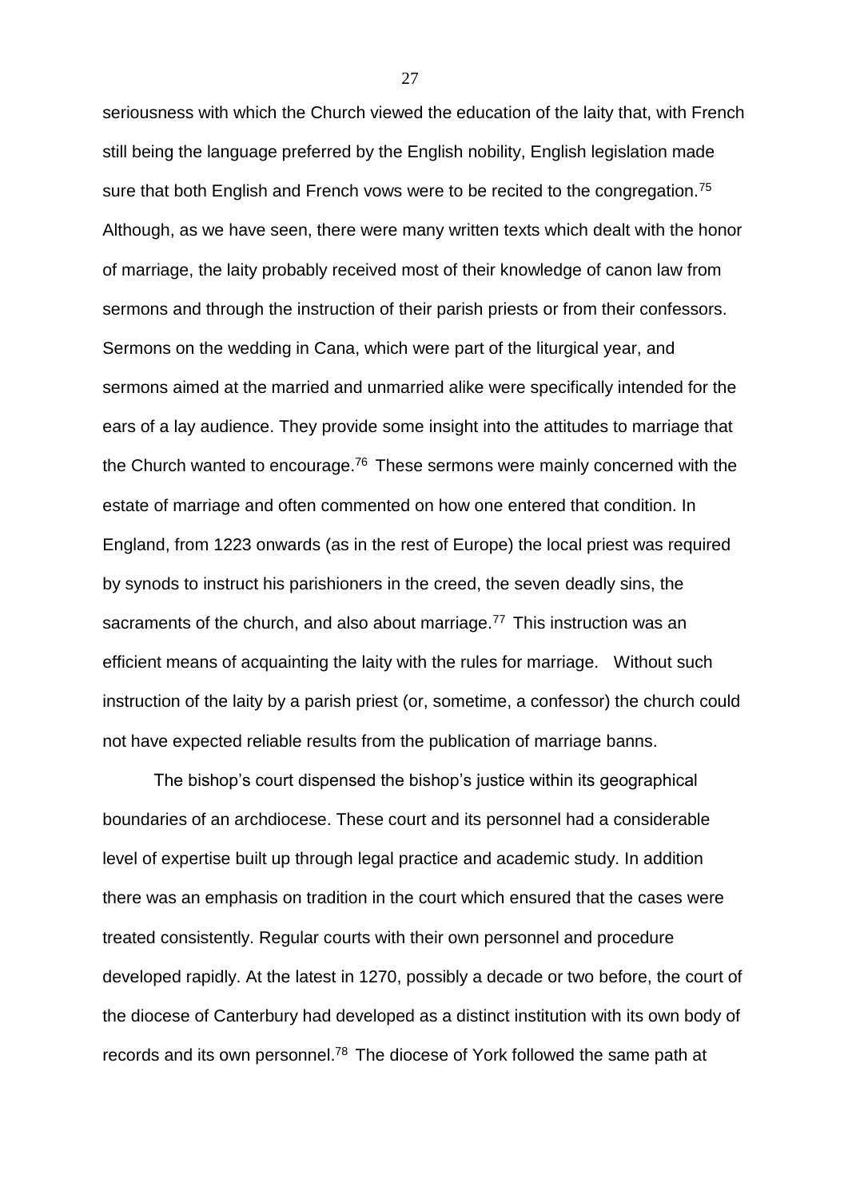seriousness with which the Church viewed the education of the laity that, with French still being the language preferred by the English nobility, English legislation made sure that both English and French vows were to be recited to the congregation.[75] Although, as we have seen, there were many written texts which dealt with the honor of marriage, the laity probably received most of their knowledge of canon law from sermons and through the instruction of their parish priests or from their confessors. Sermons on the wedding in Cana, which were part of the liturgical year, and sermons aimed at the married and unmarried alike were specifically intended for the ears of a lay audience. They provide some insight into the attitudes to marriage that the Church wanted to encourage.[76] These sermons were mainly concerned with the estate of marriage and often commented on how one entered that condition. In England, from 1223 onwards (as in the rest of Europe) the local priest was required by synods to instruct his parishioners in the creed, the seven deadly sins, the sacraments of the church, and also about marriage.[77] This instruction was an efficient means of acquainting the laity with the rules for marriage. Without such instruction of the laity by a parish priest (or, sometime, a confessor) the church could not have expected reliable results from the publication of marriage banns.

The bishop's court dispensed the bishop's justice within its geographical boundaries of an archdiocese. These court and its personnel had a considerable level of expertise built up through legal practice and academic study. In addition there was an emphasis on tradition in the court which ensured that the cases were treated consistently. Regular courts with their own personnel and procedure developed rapidly. At the latest in 1270, possibly a decade or two before, the court of the diocese of Canterbury had developed as a distinct institution with its own body of records and its own personnel.[78] The diocese of York followed the same path at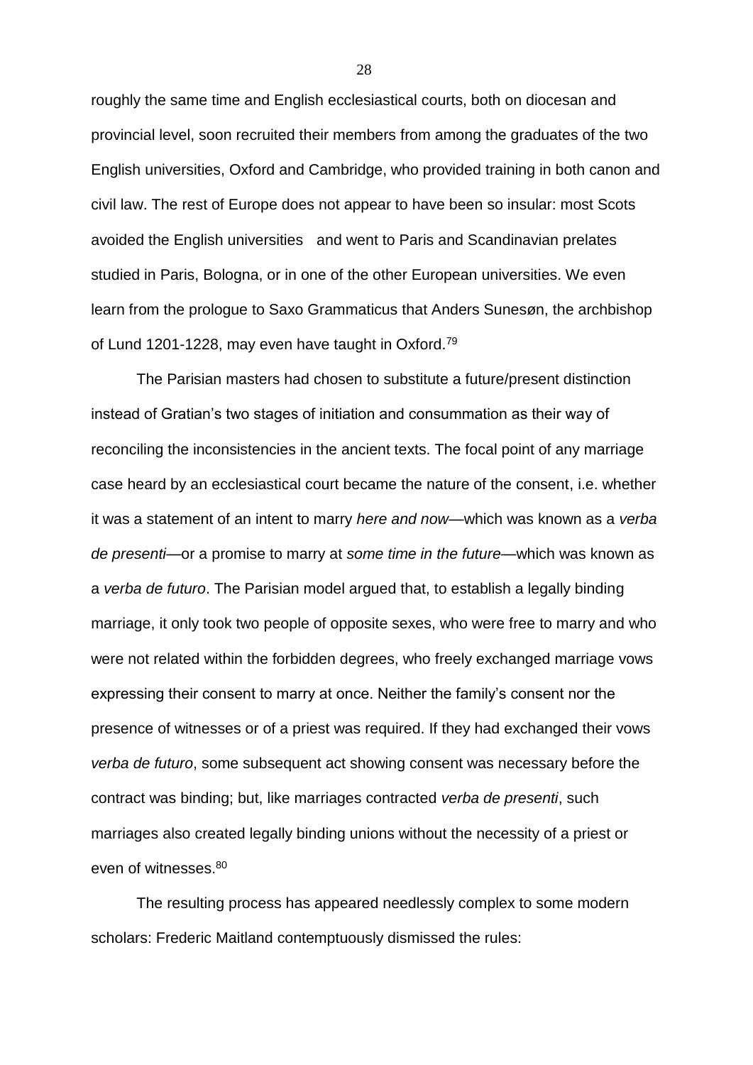roughly the same time and English ecclesiastical courts, both on diocesan and provincial level, soon recruited their members from among the graduates of the two English universities, Oxford and Cambridge, who provided training in both canon and civil law. The rest of Europe does not appear to have been so insular: most Scots avoided the English universities and went to Paris and Scandinavian prelates studied in Paris, Bologna, or in one of the other European universities. We even learn from the prologue to Saxo Grammaticus that Anders Sunesøn, the archbishop of Lund 1201-1228, may even have taught in Oxford.[79]

The Parisian masters had chosen to substitute a future/present distinction instead of Gratian's two stages of initiation and consummation as their way of reconciling the inconsistencies in the ancient texts. The focal point of any marriage case heard by an ecclesiastical court became the nature of the consent, i.e. whether it was a statement of an intent to marry *here and now*—which was known as a *verba de presenti*—or a promise to marry at *some time in the future*—which was known as a *verba de futuro*. The Parisian model argued that, to establish a legally binding marriage, it only took two people of opposite sexes, who were free to marry and who were not related within the forbidden degrees, who freely exchanged marriage vows expressing their consent to marry at once. Neither the family's consent nor the presence of witnesses or of a priest was required. If they had exchanged their vows *verba de futuro*, some subsequent act showing consent was necessary before the contract was binding; but, like marriages contracted *verba de presenti*, such marriages also created legally binding unions without the necessity of a priest or even of witnesses.[80]

The resulting process has appeared needlessly complex to some modern scholars: Frederic Maitland contemptuously dismissed the rules: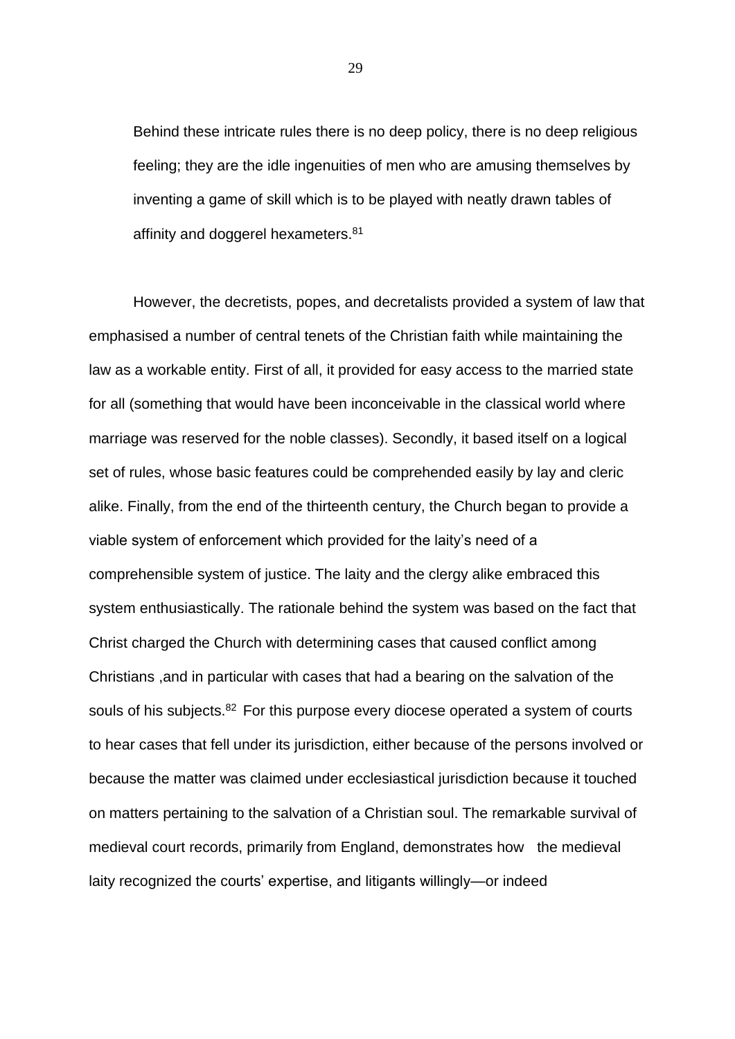> Behind these intricate rules there is no deep policy, there is no deep religious feeling; they are the idle ingenuities of men who are amusing themselves by inventing a game of skill which is to be played with neatly drawn tables of affinity and doggerel hexameters.[81]

However, the decretists, popes, and decretalists provided a system of law that emphasised a number of central tenets of the Christian faith while maintaining the law as a workable entity. First of all, it provided for easy access to the married state for all (something that would have been inconceivable in the classical world where marriage was reserved for the noble classes). Secondly, it based itself on a logical set of rules, whose basic features could be comprehended easily by lay and cleric alike. Finally, from the end of the thirteenth century, the Church began to provide a viable system of enforcement which provided for the laity's need of a comprehensible system of justice. The laity and the clergy alike embraced this system enthusiastically. The rationale behind the system was based on the fact that Christ charged the Church with determining cases that caused conflict among Christians ,and in particular with cases that had a bearing on the salvation of the souls of his subjects.[82] For this purpose every diocese operated a system of courts to hear cases that fell under its jurisdiction, either because of the persons involved or because the matter was claimed under ecclesiastical jurisdiction because it touched on matters pertaining to the salvation of a Christian soul. The remarkable survival of medieval court records, primarily from England, demonstrates how the medieval laity recognized the courts' expertise, and litigants willingly—or indeed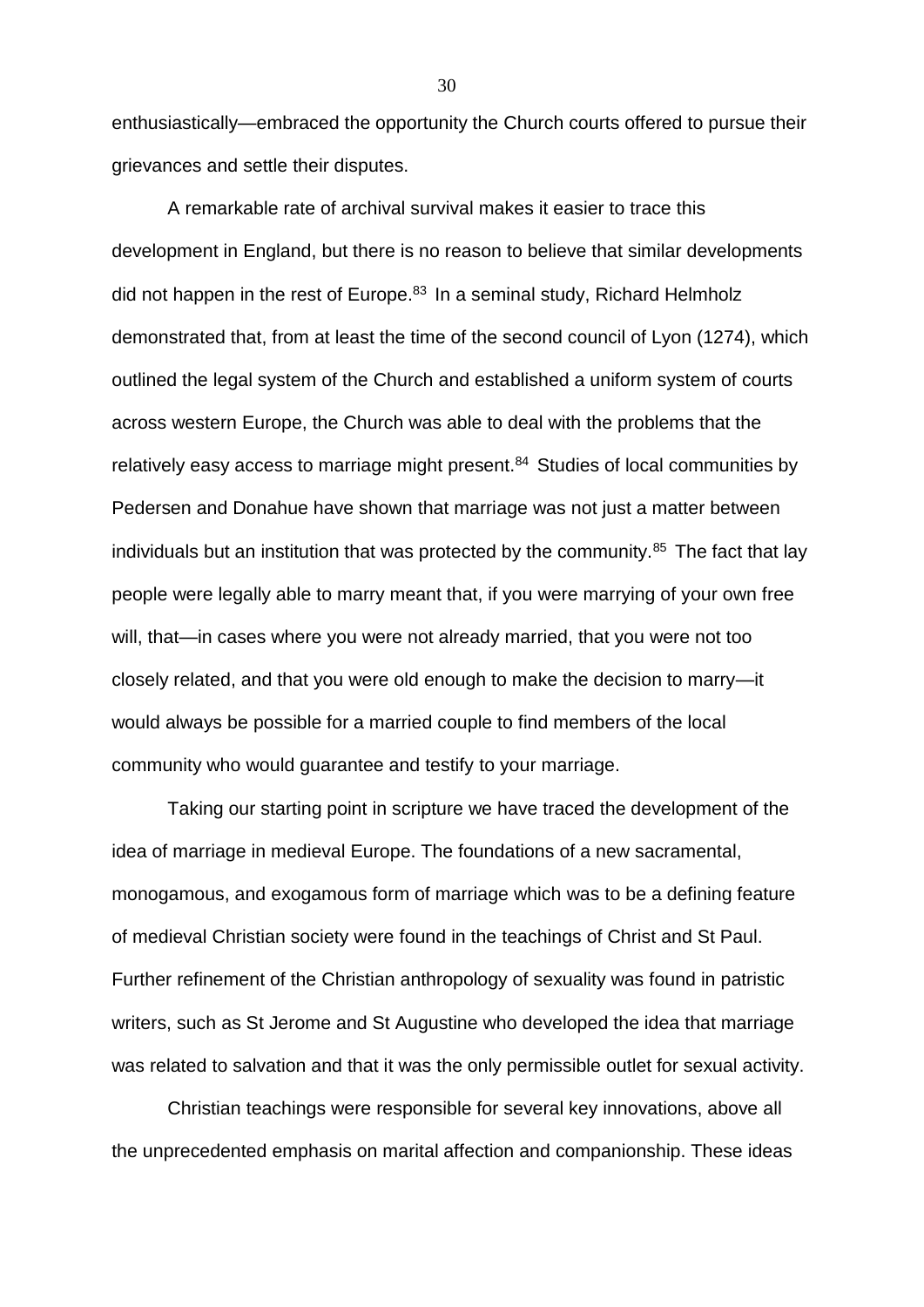enthusiastically—embraced the opportunity the Church courts offered to pursue their grievances and settle their disputes.

A remarkable rate of archival survival makes it easier to trace this development in England, but there is no reason to believe that similar developments did not happen in the rest of Europe.[83] In a seminal study, Richard Helmholz demonstrated that, from at least the time of the second council of Lyon (1274), which outlined the legal system of the Church and established a uniform system of courts across western Europe, the Church was able to deal with the problems that the relatively easy access to marriage might present.[84] Studies of local communities by Pedersen and Donahue have shown that marriage was not just a matter between individuals but an institution that was protected by the community.[85] The fact that lay people were legally able to marry meant that, if you were marrying of your own free will, that—in cases where you were not already married, that you were not too closely related, and that you were old enough to make the decision to marry—it would always be possible for a married couple to find members of the local community who would guarantee and testify to your marriage.

Taking our starting point in scripture we have traced the development of the idea of marriage in medieval Europe. The foundations of a new sacramental, monogamous, and exogamous form of marriage which was to be a defining feature of medieval Christian society were found in the teachings of Christ and St Paul. Further refinement of the Christian anthropology of sexuality was found in patristic writers, such as St Jerome and St Augustine who developed the idea that marriage was related to salvation and that it was the only permissible outlet for sexual activity.

Christian teachings were responsible for several key innovations, above all the unprecedented emphasis on marital affection and companionship. These ideas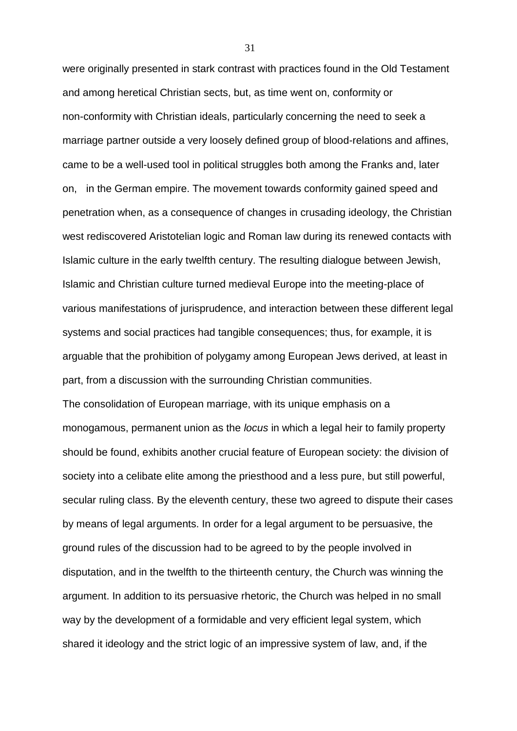were originally presented in stark contrast with practices found in the Old Testament and among heretical Christian sects, but, as time went on, conformity or non-conformity with Christian ideals, particularly concerning the need to seek a marriage partner outside a very loosely defined group of blood-relations and affines, came to be a well-used tool in political struggles both among the Franks and, later on, in the German empire. The movement towards conformity gained speed and penetration when, as a consequence of changes in crusading ideology, the Christian west rediscovered Aristotelian logic and Roman law during its renewed contacts with Islamic culture in the early twelfth century. The resulting dialogue between Jewish, Islamic and Christian culture turned medieval Europe into the meeting-place of various manifestations of jurisprudence, and interaction between these different legal systems and social practices had tangible consequences; thus, for example, it is arguable that the prohibition of polygamy among European Jews derived, at least in part, from a discussion with the surrounding Christian communities.

The consolidation of European marriage, with its unique emphasis on a monogamous, permanent union as the *locus* in which a legal heir to family property should be found, exhibits another crucial feature of European society: the division of society into a celibate elite among the priesthood and a less pure, but still powerful, secular ruling class. By the eleventh century, these two agreed to dispute their cases by means of legal arguments. In order for a legal argument to be persuasive, the ground rules of the discussion had to be agreed to by the people involved in disputation, and in the twelfth to the thirteenth century, the Church was winning the argument. In addition to its persuasive rhetoric, the Church was helped in no small way by the development of a formidable and very efficient legal system, which shared it ideology and the strict logic of an impressive system of law, and, if the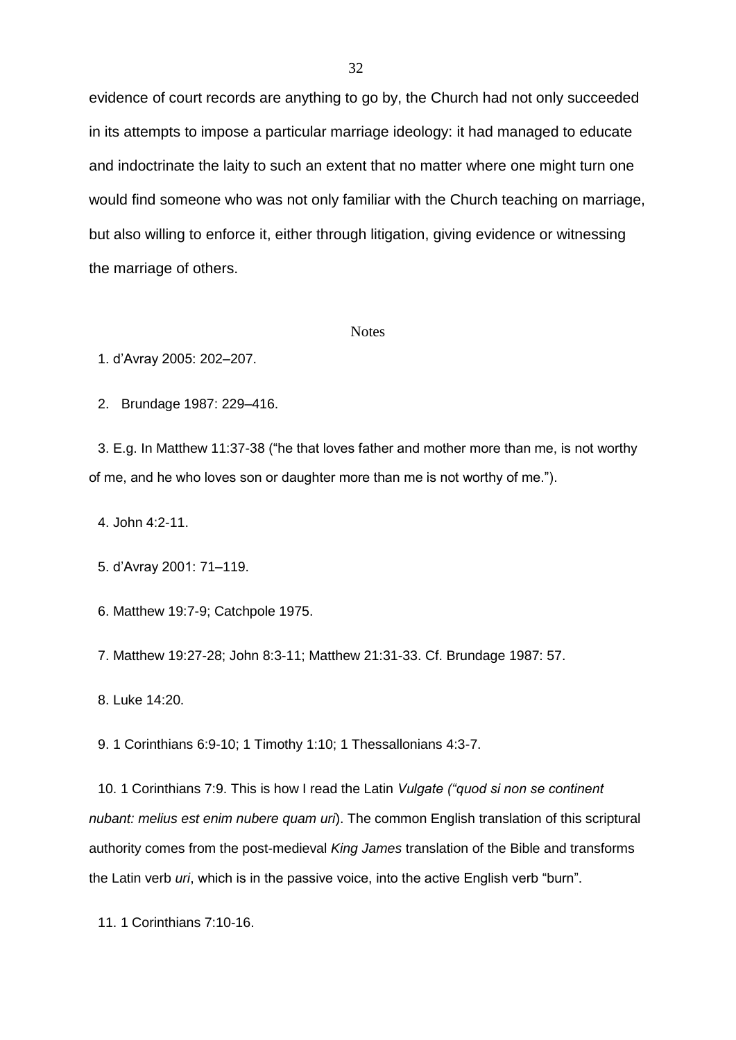evidence of court records are anything to go by, the Church had not only succeeded in its attempts to impose a particular marriage ideology: it had managed to educate and indoctrinate the laity to such an extent that no matter where one might turn one would find someone who was not only familiar with the Church teaching on marriage, but also willing to enforce it, either through litigation, giving evidence or witnessing the marriage of others.

## Notes

1. d'Avray 2005: 202–207.

2. Brundage 1987: 229–416.

3. E.g. In Matthew 11:37-38 ("he that loves father and mother more than me, is not worthy of me, and he who loves son or daughter more than me is not worthy of me.").

4. John 4:2-11.

5. d'Avray 2001: 71–119.

6. Matthew 19:7-9; Catchpole 1975.

7. Matthew 19:27-28; John 8:3-11; Matthew 21:31-33. Cf. Brundage 1987: 57.

8. Luke 14:20.

9. 1 Corinthians 6:9-10; 1 Timothy 1:10; 1 Thessallonians 4:3-7.

10. 1 Corinthians 7:9. This is how I read the Latin *Vulgate ("quod si non se continent nubant: melius est enim nubere quam uri*). The common English translation of this scriptural authority comes from the post-medieval *King James* translation of the Bible and transforms the Latin verb *uri*, which is in the passive voice, into the active English verb "burn".

11. 1 Corinthians 7:10-16.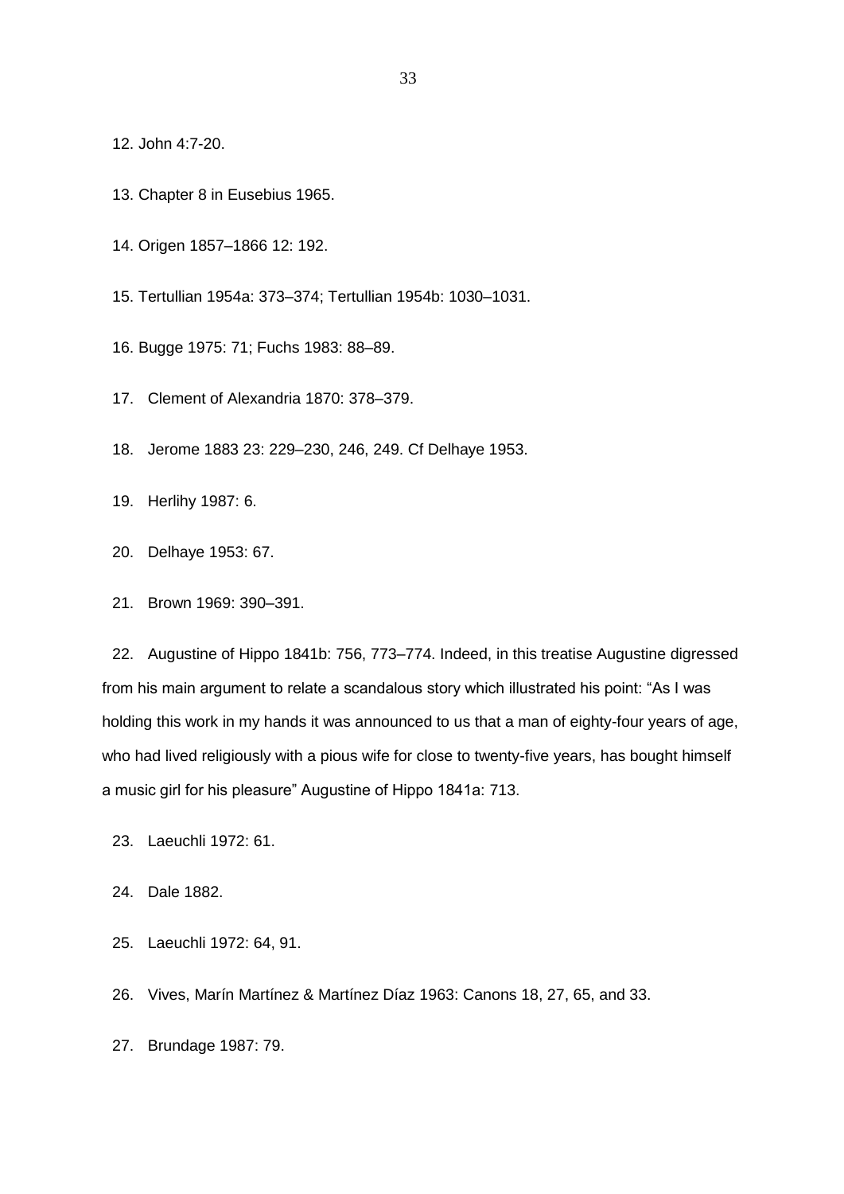12. John 4:7-20.

13. Chapter 8 in Eusebius 1965.

14. Origen 1857–1866 12: 192.

15. Tertullian 1954a: 373–374; Tertullian 1954b: 1030–1031.

16. Bugge 1975: 71; Fuchs 1983: 88–89.

17. Clement of Alexandria 1870: 378–379.

18. Jerome 1883 23: 229–230, 246, 249. Cf Delhaye 1953.

19. Herlihy 1987: 6.

20. Delhaye 1953: 67.

21. Brown 1969: 390–391.

22. Augustine of Hippo 1841b: 756, 773–774. Indeed, in this treatise Augustine digressed from his main argument to relate a scandalous story which illustrated his point: "As I was holding this work in my hands it was announced to us that a man of eighty-four years of age, who had lived religiously with a pious wife for close to twenty-five years, has bought himself a music girl for his pleasure" Augustine of Hippo 1841a: 713.

23. Laeuchli 1972: 61.

24. Dale 1882.

25. Laeuchli 1972: 64, 91.

26. Vives, Marín Martínez & Martínez Díaz 1963: Canons 18, 27, 65, and 33.

27. Brundage 1987: 79.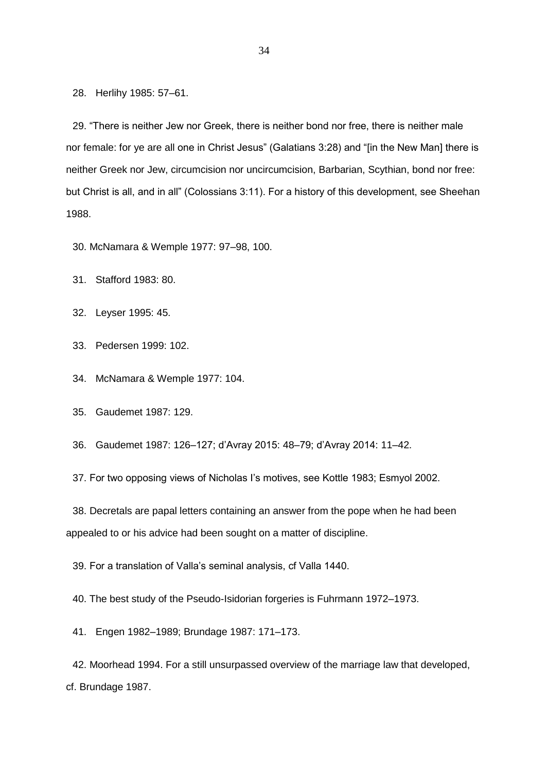28. Herlihy 1985: 57–61.

29. “There is neither Jew nor Greek, there is neither bond nor free, there is neither male nor female: for ye are all one in Christ Jesus” (Galatians 3:28) and “[in the New Man] there is neither Greek nor Jew, circumcision nor uncircumcision, Barbarian, Scythian, bond nor free: but Christ is all, and in all” (Colossians 3:11). For a history of this development, see Sheehan 1988.

30. McNamara & Wemple 1977: 97–98, 100.

31. Stafford 1983: 80.

32. Leyser 1995: 45.

33. Pedersen 1999: 102.

34. McNamara & Wemple 1977: 104.

35. Gaudemet 1987: 129.

36. Gaudemet 1987: 126–127; d’Avray 2015: 48–79; d’Avray 2014: 11–42.

37. For two opposing views of Nicholas I’s motives, see Kottle 1983; Esmyol 2002.

38. Decretals are papal letters containing an answer from the pope when he had been appealed to or his advice had been sought on a matter of discipline.

39. For a translation of Valla’s seminal analysis, cf Valla 1440.

40. The best study of the Pseudo-Isidorian forgeries is Fuhrmann 1972–1973.

41. Engen 1982–1989; Brundage 1987: 171–173.

42. Moorhead 1994. For a still unsurpassed overview of the marriage law that developed, cf. Brundage 1987.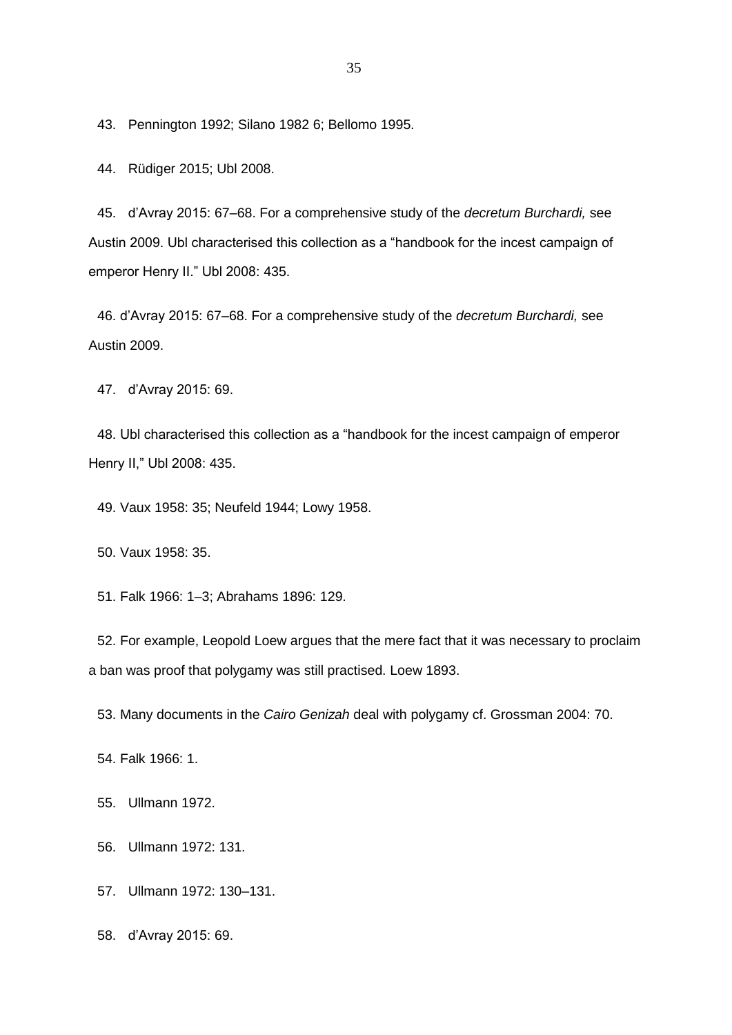43. Pennington 1992; Silano 1982 6; Bellomo 1995.

44. Rüdiger 2015; Ubl 2008.

45. d'Avray 2015: 67–68. For a comprehensive study of the *decretum Burchardi,* see Austin 2009. Ubl characterised this collection as a "handbook for the incest campaign of emperor Henry II." Ubl 2008: 435.

46. d'Avray 2015: 67–68. For a comprehensive study of the *decretum Burchardi,* see Austin 2009.

47. d'Avray 2015: 69.

48. Ubl characterised this collection as a "handbook for the incest campaign of emperor Henry II," Ubl 2008: 435.

49. Vaux 1958: 35; Neufeld 1944; Lowy 1958.

50. Vaux 1958: 35.

51. Falk 1966: 1–3; Abrahams 1896: 129.

52. For example, Leopold Loew argues that the mere fact that it was necessary to proclaim a ban was proof that polygamy was still practised. Loew 1893.

53. Many documents in the *Cairo Genizah* deal with polygamy cf. Grossman 2004: 70.

54. Falk 1966: 1.

55. Ullmann 1972.

56. Ullmann 1972: 131.

57. Ullmann 1972: 130–131.

58. d'Avray 2015: 69.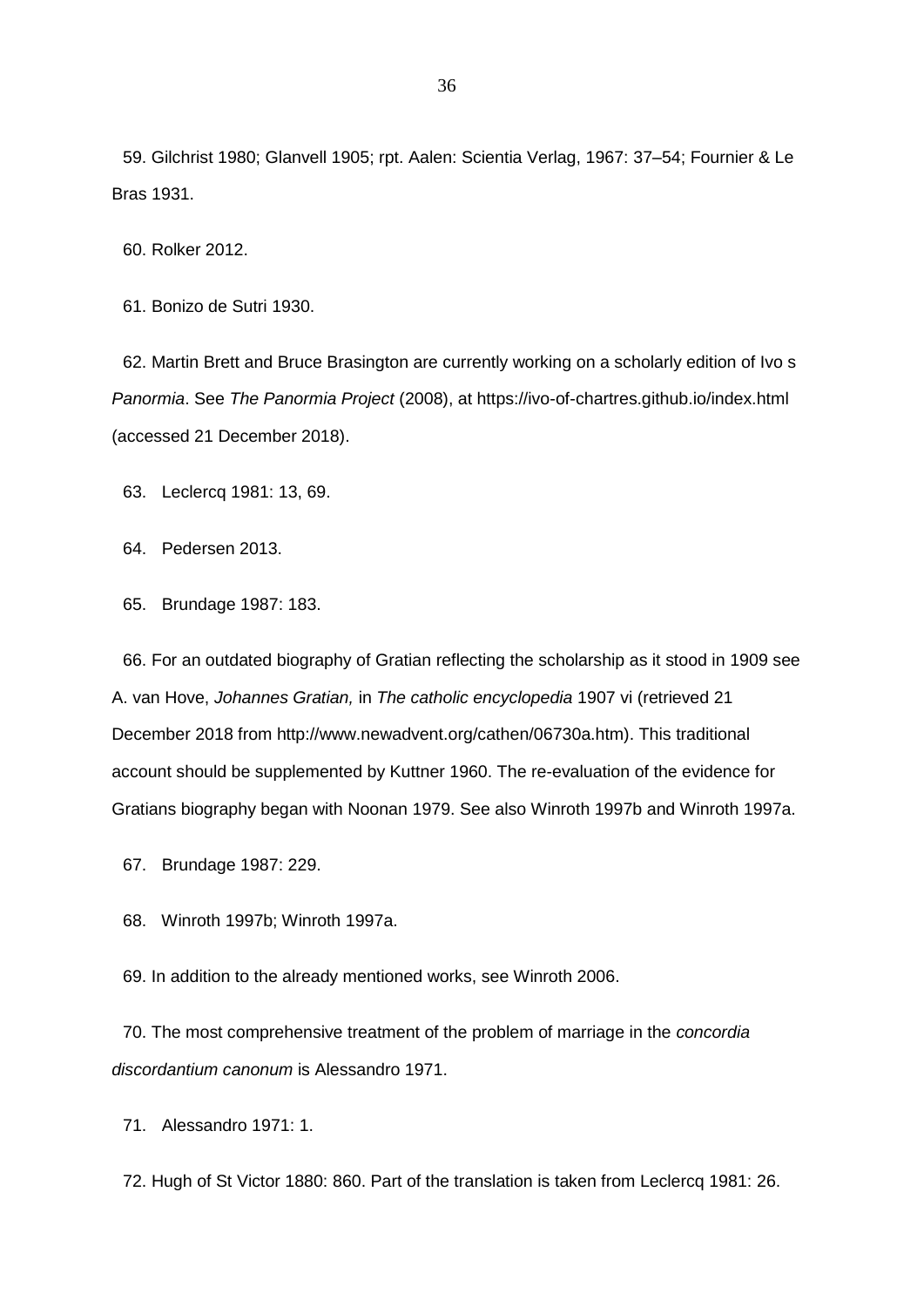59. Gilchrist 1980; Glanvell 1905; rpt. Aalen: Scientia Verlag, 1967: 37–54; Fournier & Le Bras 1931.

60. Rolker 2012.

61. Bonizo de Sutri 1930.

62. Martin Brett and Bruce Brasington are currently working on a scholarly edition of Ivo s *Panormia*. See *The Panormia Project* (2008), at https://ivo-of-chartres.github.io/index.html (accessed 21 December 2018).

63. Leclercq 1981: 13, 69.

64. Pedersen 2013.

65. Brundage 1987: 183.

66. For an outdated biography of Gratian reflecting the scholarship as it stood in 1909 see A. van Hove, *Johannes Gratian,* in *The catholic encyclopedia* 1907 vi (retrieved 21 December 2018 from http://www.newadvent.org/cathen/06730a.htm). This traditional account should be supplemented by Kuttner 1960. The re-evaluation of the evidence for Gratians biography began with Noonan 1979. See also Winroth 1997b and Winroth 1997a.

67. Brundage 1987: 229.

68. Winroth 1997b; Winroth 1997a.

69. In addition to the already mentioned works, see Winroth 2006.

70. The most comprehensive treatment of the problem of marriage in the *concordia discordantium canonum* is Alessandro 1971.

71. Alessandro 1971: 1.

72. Hugh of St Victor 1880: 860. Part of the translation is taken from Leclercq 1981: 26.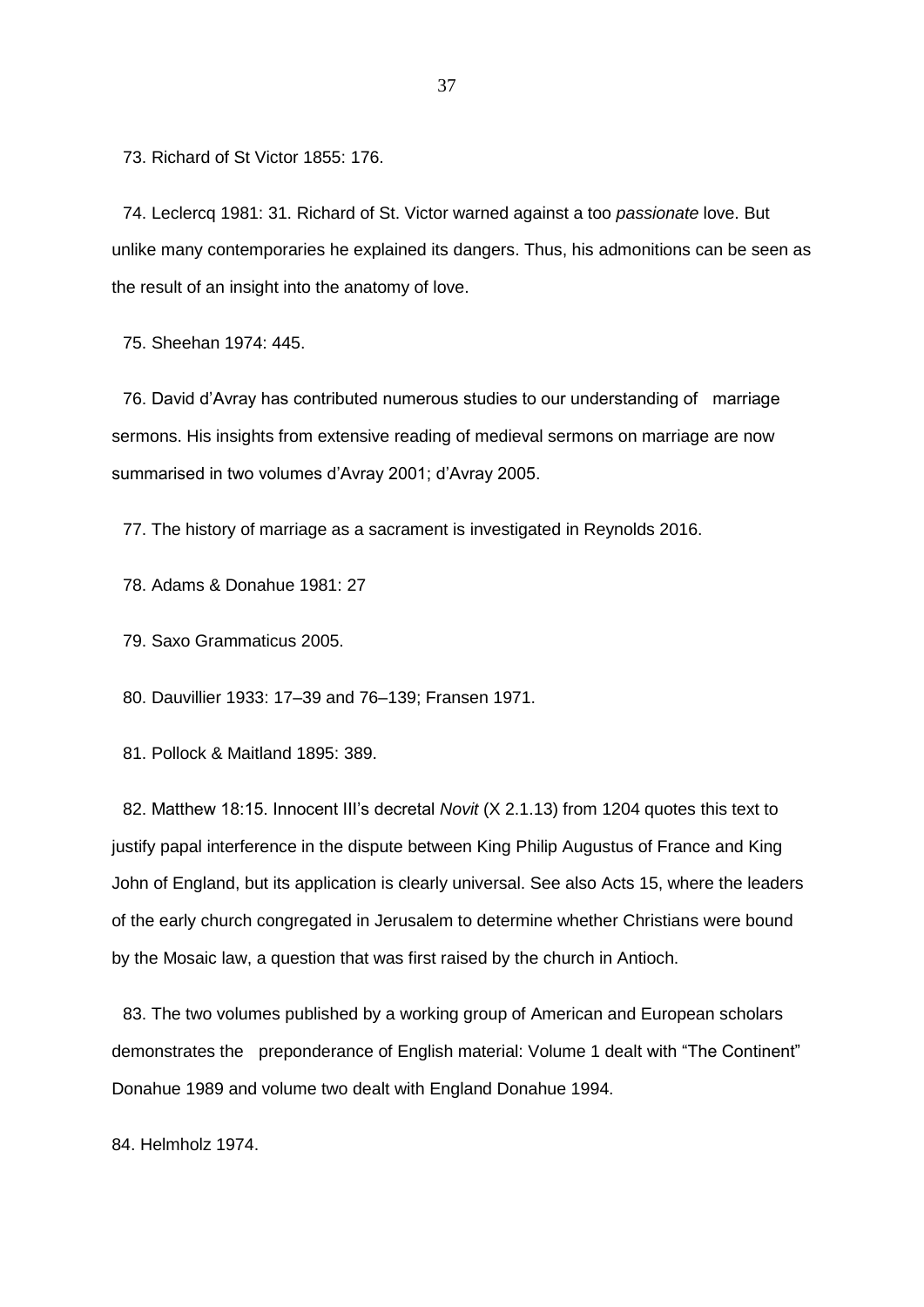73. Richard of St Victor 1855: 176.

74. Leclercq 1981: 31. Richard of St. Victor warned against a too *passionate* love. But unlike many contemporaries he explained its dangers. Thus, his admonitions can be seen as the result of an insight into the anatomy of love.

75. Sheehan 1974: 445.

76. David d'Avray has contributed numerous studies to our understanding of marriage sermons. His insights from extensive reading of medieval sermons on marriage are now summarised in two volumes d'Avray 2001; d'Avray 2005.

77. The history of marriage as a sacrament is investigated in Reynolds 2016.

78. Adams & Donahue 1981: 27

79. Saxo Grammaticus 2005.

80. Dauvillier 1933: 17–39 and 76–139; Fransen 1971.

81. Pollock & Maitland 1895: 389.

82. Matthew 18:15. Innocent III's decretal *Novit* (X 2.1.13) from 1204 quotes this text to justify papal interference in the dispute between King Philip Augustus of France and King John of England, but its application is clearly universal. See also Acts 15, where the leaders of the early church congregated in Jerusalem to determine whether Christians were bound by the Mosaic law, a question that was first raised by the church in Antioch.

83. The two volumes published by a working group of American and European scholars demonstrates the preponderance of English material: Volume 1 dealt with "The Continent" Donahue 1989 and volume two dealt with England Donahue 1994.

84. Helmholz 1974.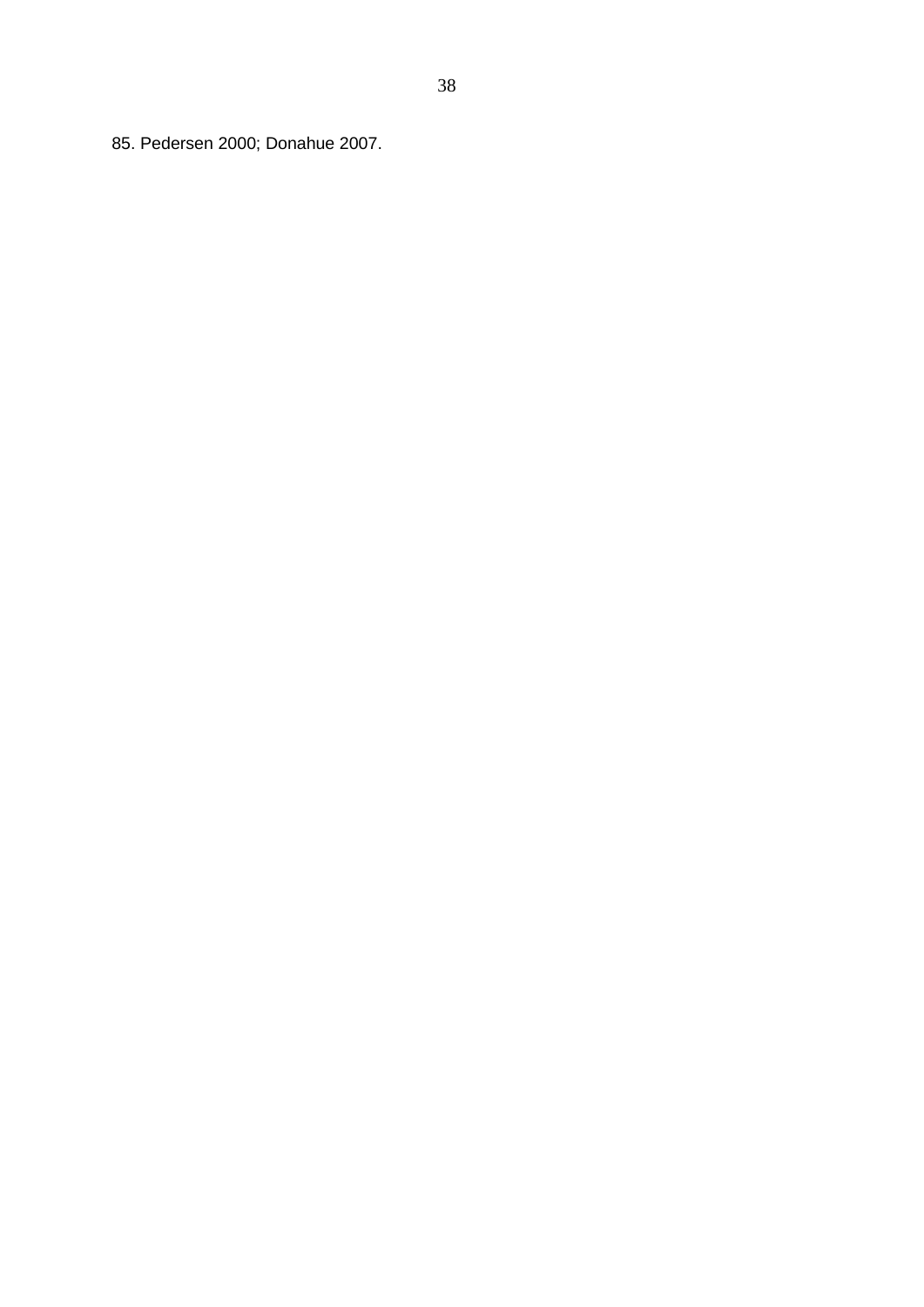85. Pedersen 2000; Donahue 2007.